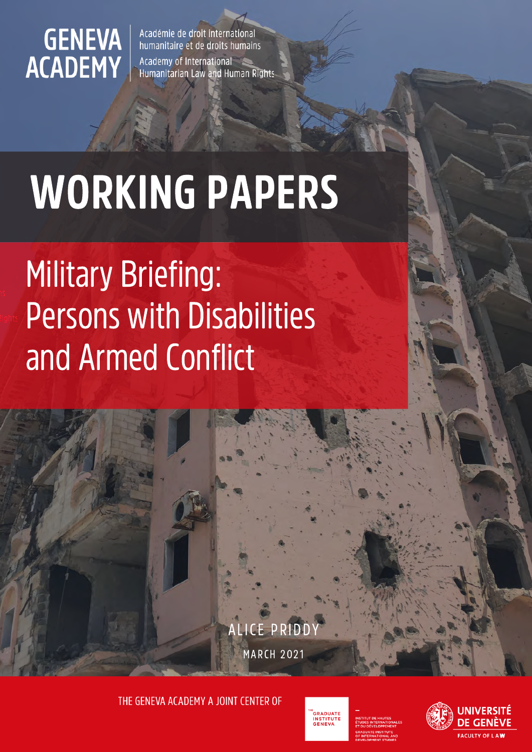GENEVA ACADEMY

Académie de droit international humanitaire et de droits humains

Academy of International Humanitarian Law and Human Rights

# WORKING PAPERS

## Military Briefing: Persons with Disabilities and Armed Conflict

ALICE PRIDDY

MARCH 2021

THE GENEVA ACADEMY A JOINT CENTER OF

THE GRADUATE INSTITUTE GENEVA

INSTITUT DE HAUTES ÉTUDES INTERNATIONALES ET DU DÉVELOPPEMENT
GRADUATE INSTITUTE OF INTERNATIONAL AND DEVELOPMENT STUDIES

UNIVERSITÉ DE GENÈVE
FACULTY OF LAW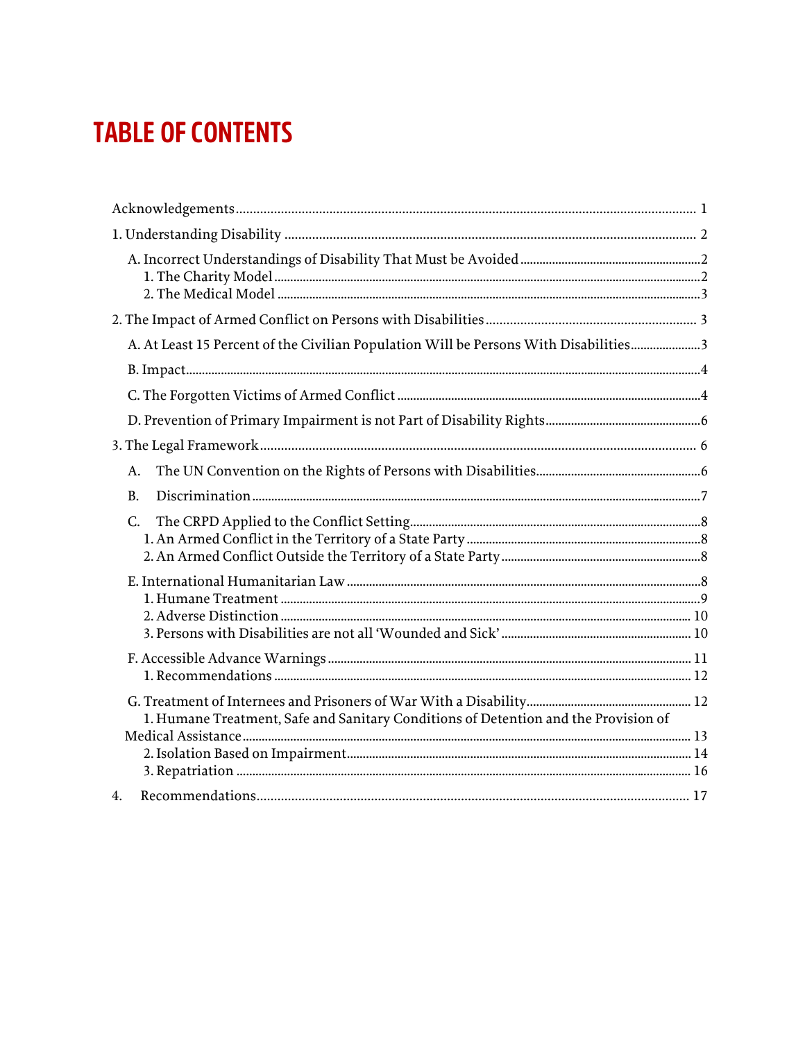# TABLE OF CONTENTS

Acknowledgements .......... 1

1. Understanding Disability .......... 2

   A. Incorrect Understandings of Disability That Must be Avoided .......... 2
   
   1. The Charity Model .......... 2
   2. The Medical Model .......... 3

2. The Impact of Armed Conflict on Persons with Disabilities .......... 3

   A. At Least 15 Percent of the Civilian Population Will be Persons With Disabilities .......... 3
   
   B. Impact .......... 4
   
   C. The Forgotten Victims of Armed Conflict .......... 4
   
   D. Prevention of Primary Impairment is not Part of Disability Rights .......... 6

3. The Legal Framework .......... 6

   A. The UN Convention on the Rights of Persons with Disabilities .......... 6
   
   B. Discrimination .......... 7
   
   C. The CRPD Applied to the Conflict Setting .......... 8
   
   1. An Armed Conflict in the Territory of a State Party .......... 8
   2. An Armed Conflict Outside the Territory of a State Party .......... 8
   
   E. International Humanitarian Law .......... 8
   
   1. Humane Treatment .......... 9
   2. Adverse Distinction .......... 10
   3. Persons with Disabilities are not all 'Wounded and Sick' .......... 10
   
   F. Accessible Advance Warnings .......... 11
   
   1. Recommendations .......... 12
   
   G. Treatment of Internees and Prisoners of War With a Disability .......... 12
   
   1. Humane Treatment, Safe and Sanitary Conditions of Detention and the Provision of Medical Assistance .......... 13
   2. Isolation Based on Impairment .......... 14
   3. Repatriation .......... 16

4. Recommendations .......... 17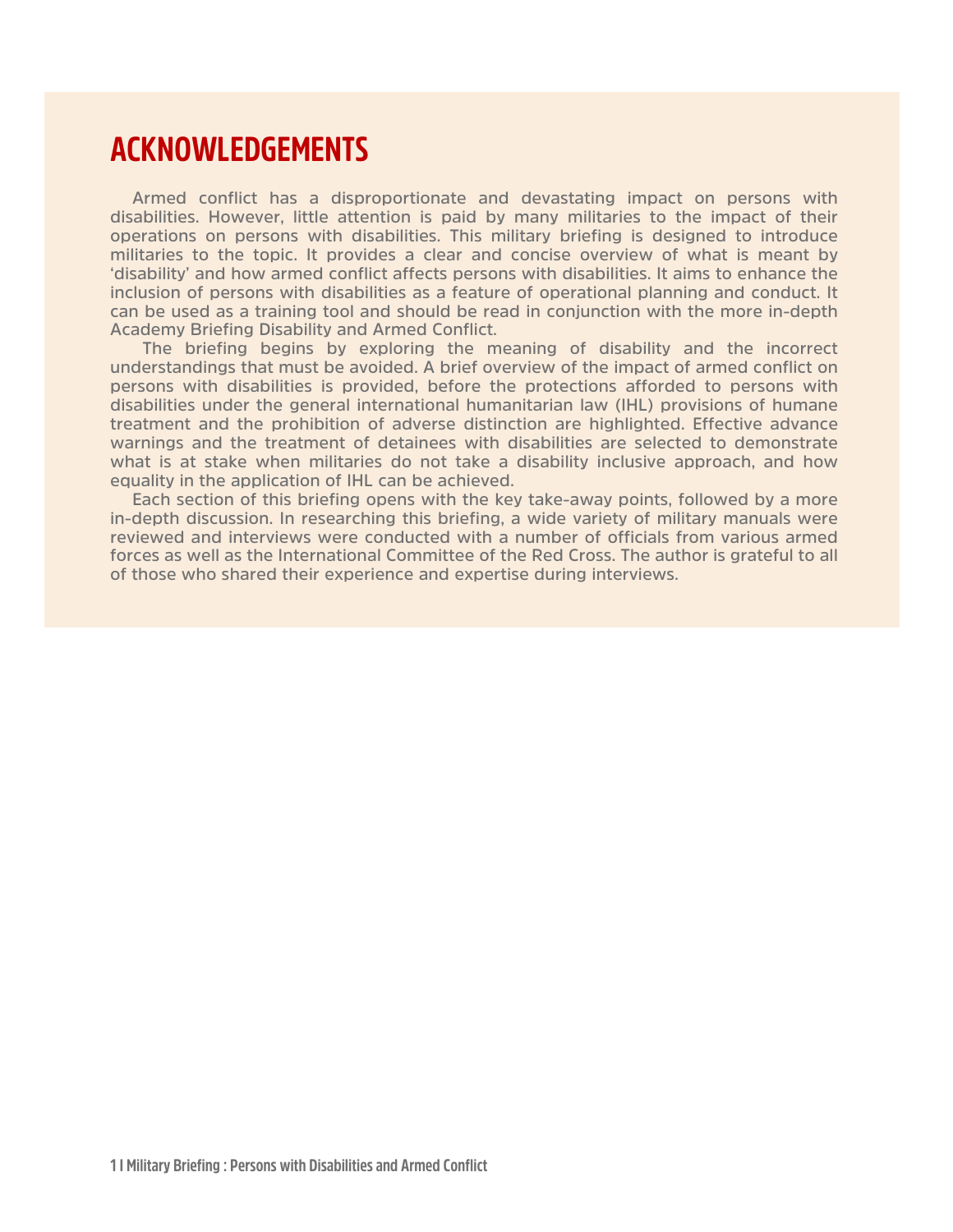# ACKNOWLEDGEMENTS

Armed conflict has a disproportionate and devastating impact on persons with disabilities. However, little attention is paid by many militaries to the impact of their operations on persons with disabilities. This military briefing is designed to introduce militaries to the topic. It provides a clear and concise overview of what is meant by 'disability' and how armed conflict affects persons with disabilities. It aims to enhance the inclusion of persons with disabilities as a feature of operational planning and conduct. It can be used as a training tool and should be read in conjunction with the more in-depth Academy Briefing Disability and Armed Conflict.

The briefing begins by exploring the meaning of disability and the incorrect understandings that must be avoided. A brief overview of the impact of armed conflict on persons with disabilities is provided, before the protections afforded to persons with disabilities under the general international humanitarian law (IHL) provisions of humane treatment and the prohibition of adverse distinction are highlighted. Effective advance warnings and the treatment of detainees with disabilities are selected to demonstrate what is at stake when militaries do not take a disability inclusive approach, and how equality in the application of IHL can be achieved.

Each section of this briefing opens with the key take-away points, followed by a more in-depth discussion. In researching this briefing, a wide variety of military manuals were reviewed and interviews were conducted with a number of officials from various armed forces as well as the International Committee of the Red Cross. The author is grateful to all of those who shared their experience and expertise during interviews.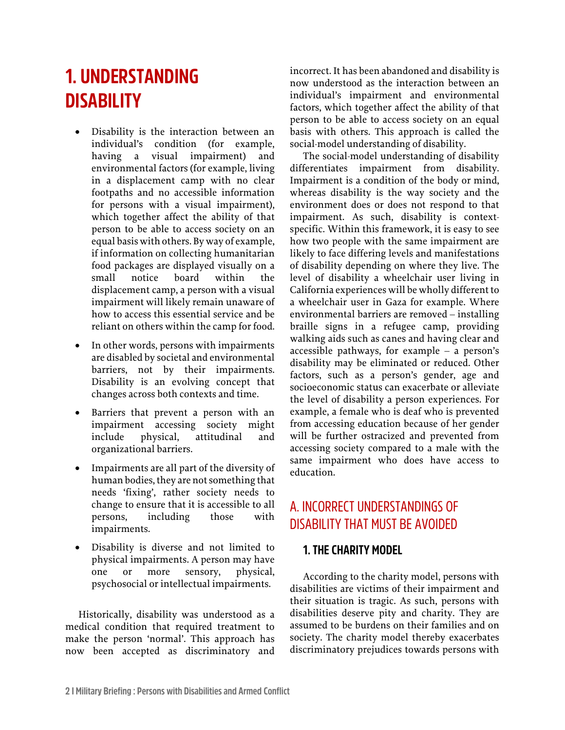# 1. UNDERSTANDING DISABILITY

- Disability is the interaction between an individual's condition (for example, having a visual impairment) and environmental factors (for example, living in a displacement camp with no clear footpaths and no accessible information for persons with a visual impairment), which together affect the ability of that person to be able to access society on an equal basis with others. By way of example, if information on collecting humanitarian food packages are displayed visually on a small notice board within the displacement camp, a person with a visual impairment will likely remain unaware of how to access this essential service and be reliant on others within the camp for food.
- In other words, persons with impairments are disabled by societal and environmental barriers, not by their impairments. Disability is an evolving concept that changes across both contexts and time.
- Barriers that prevent a person with an impairment accessing society might include physical, attitudinal and organizational barriers.
- Impairments are all part of the diversity of human bodies, they are not something that needs 'fixing', rather society needs to change to ensure that it is accessible to all persons, including those with impairments.
- Disability is diverse and not limited to physical impairments. A person may have one or more sensory, physical, psychosocial or intellectual impairments.

Historically, disability was understood as a medical condition that required treatment to make the person 'normal'. This approach has now been accepted as discriminatory and incorrect. It has been abandoned and disability is now understood as the interaction between an individual's impairment and environmental factors, which together affect the ability of that person to be able to access society on an equal basis with others. This approach is called the social-model understanding of disability.

The social-model understanding of disability differentiates impairment from disability. Impairment is a condition of the body or mind, whereas disability is the way society and the environment does or does not respond to that impairment. As such, disability is context-specific. Within this framework, it is easy to see how two people with the same impairment are likely to face differing levels and manifestations of disability depending on where they live. The level of disability a wheelchair user living in California experiences will be wholly different to a wheelchair user in Gaza for example. Where environmental barriers are removed – installing braille signs in a refugee camp, providing walking aids such as canes and having clear and accessible pathways, for example – a person's disability may be eliminated or reduced. Other factors, such as a person's gender, age and socioeconomic status can exacerbate or alleviate the level of disability a person experiences. For example, a female who is deaf who is prevented from accessing education because of her gender will be further ostracized and prevented from accessing society compared to a male with the same impairment who does have access to education.

## A. INCORRECT UNDERSTANDINGS OF DISABILITY THAT MUST BE AVOIDED

### 1. THE CHARITY MODEL

According to the charity model, persons with disabilities are victims of their impairment and their situation is tragic. As such, persons with disabilities deserve pity and charity. They are assumed to be burdens on their families and on society. The charity model thereby exacerbates discriminatory prejudices towards persons with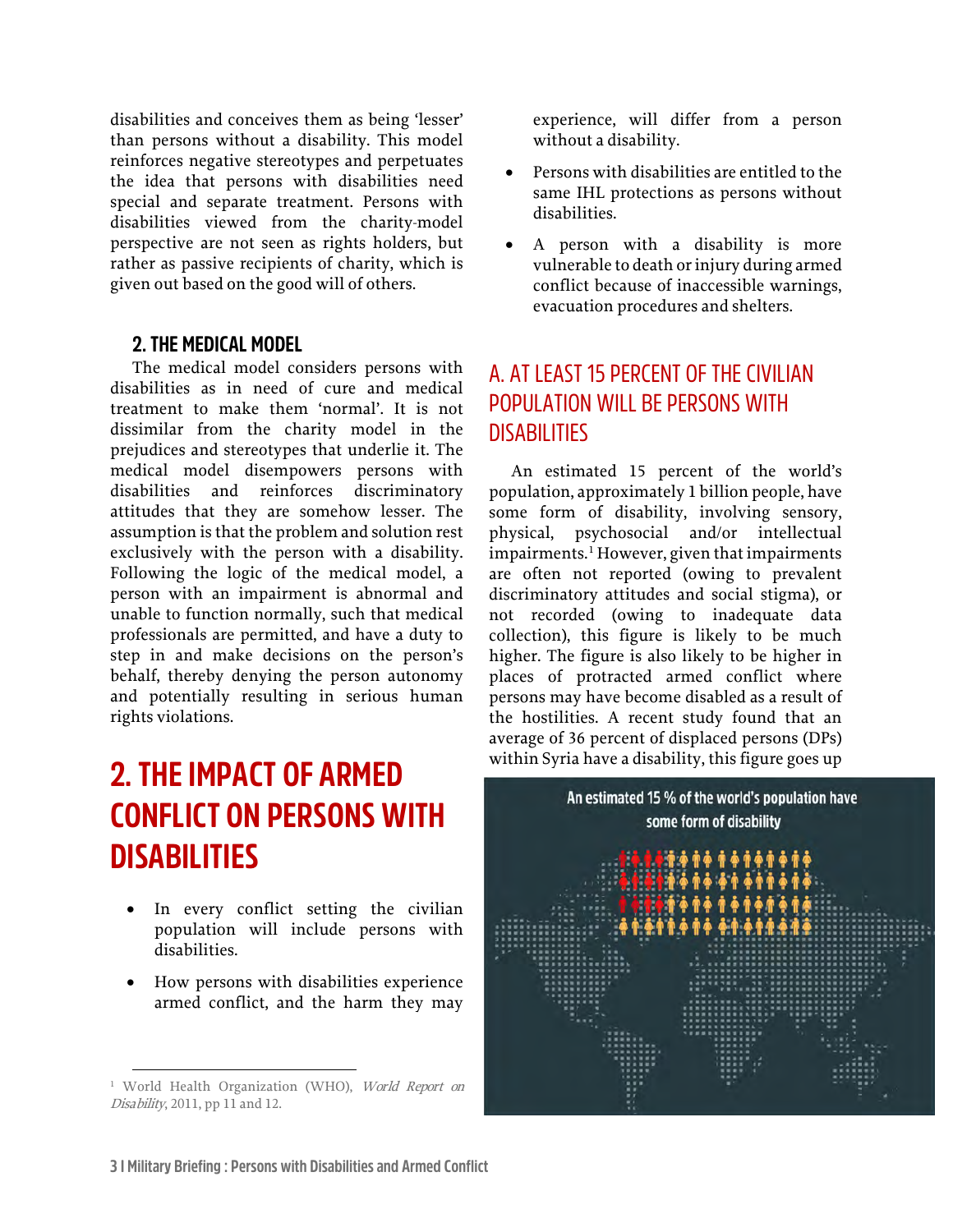disabilities and conceives them as being 'lesser' than persons without a disability. This model reinforces negative stereotypes and perpetuates the idea that persons with disabilities need special and separate treatment. Persons with disabilities viewed from the charity-model perspective are not seen as rights holders, but rather as passive recipients of charity, which is given out based on the good will of others.

### 2. THE MEDICAL MODEL

The medical model considers persons with disabilities as in need of cure and medical treatment to make them 'normal'. It is not dissimilar from the charity model in the prejudices and stereotypes that underlie it. The medical model disempowers persons with disabilities and reinforces discriminatory attitudes that they are somehow lesser. The assumption is that the problem and solution rest exclusively with the person with a disability. Following the logic of the medical model, a person with an impairment is abnormal and unable to function normally, such that medical professionals are permitted, and have a duty to step in and make decisions on the person's behalf, thereby denying the person autonomy and potentially resulting in serious human rights violations.

# 2. THE IMPACT OF ARMED CONFLICT ON PERSONS WITH DISABILITIES

- In every conflict setting the civilian population will include persons with disabilities.
- How persons with disabilities experience armed conflict, and the harm they may experience, will differ from a person without a disability.
- Persons with disabilities are entitled to the same IHL protections as persons without disabilities.
- A person with a disability is more vulnerable to death or injury during armed conflict because of inaccessible warnings, evacuation procedures and shelters.

## A. AT LEAST 15 PERCENT OF THE CIVILIAN POPULATION WILL BE PERSONS WITH DISABILITIES

An estimated 15 percent of the world's population, approximately 1 billion people, have some form of disability, involving sensory, physical, psychosocial and/or intellectual impairments.[1] However, given that impairments are often not reported (owing to prevalent discriminatory attitudes and social stigma), or not recorded (owing to inadequate data collection), this figure is likely to be much higher. The figure is also likely to be higher in places of protracted armed conflict where persons may have become disabled as a result of the hostilities. A recent study found that an average of 36 percent of displaced persons (DPs) within Syria have a disability, this figure goes up

An estimated 15 % of the world's population have some form of disability

[1] World Health Organization (WHO), *World Report on Disability*, 2011, pp 11 and 12.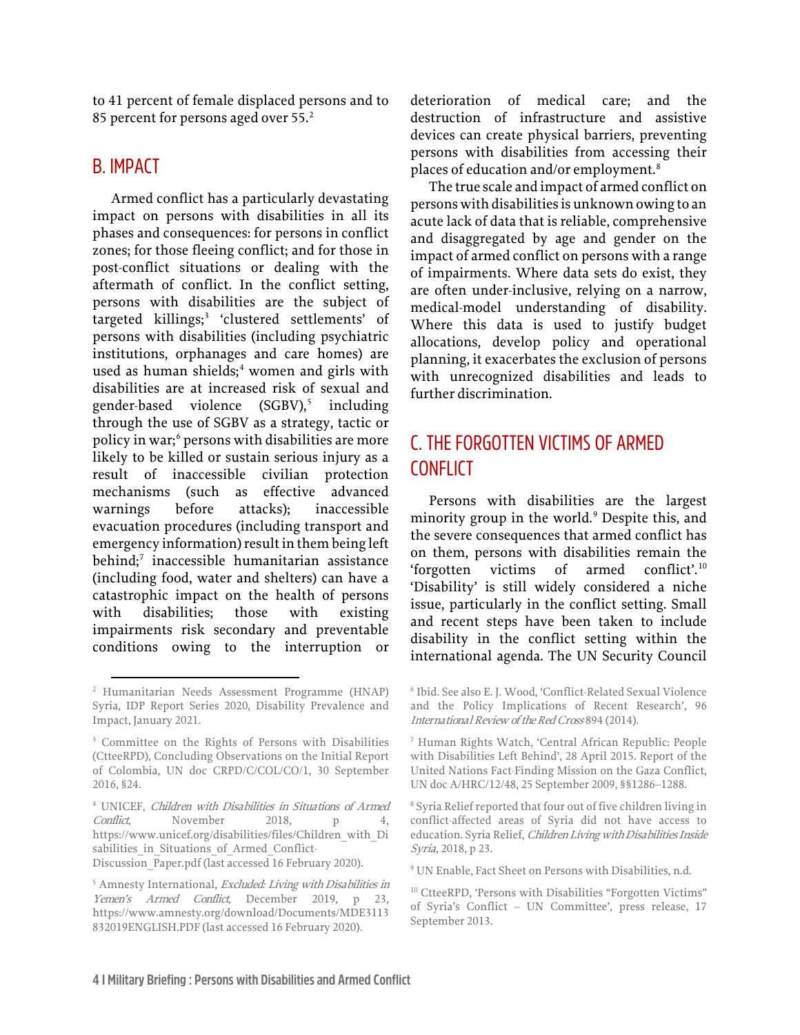to 41 percent of female displaced persons and to 85 percent for persons aged over 55.[2]

## B. IMPACT

Armed conflict has a particularly devastating impact on persons with disabilities in all its phases and consequences: for persons in conflict zones; for those fleeing conflict; and for those in post-conflict situations or dealing with the aftermath of conflict. In the conflict setting, persons with disabilities are the subject of targeted killings;[3] 'clustered settlements' of persons with disabilities (including psychiatric institutions, orphanages and care homes) are used as human shields;[4] women and girls with disabilities are at increased risk of sexual and gender-based violence (SGBV),[5] including through the use of SGBV as a strategy, tactic or policy in war;[6] persons with disabilities are more likely to be killed or sustain serious injury as a result of inaccessible civilian protection mechanisms (such as effective advanced warnings before attacks); inaccessible evacuation procedures (including transport and emergency information) result in them being left behind;[7] inaccessible humanitarian assistance (including food, water and shelters) can have a catastrophic impact on the health of persons with disabilities; those with existing impairments risk secondary and preventable conditions owing to the interruption or deterioration of medical care; and the destruction of infrastructure and assistive devices can create physical barriers, preventing persons with disabilities from accessing their places of education and/or employment.[8]

The true scale and impact of armed conflict on persons with disabilities is unknown owing to an acute lack of data that is reliable, comprehensive and disaggregated by age and gender on the impact of armed conflict on persons with a range of impairments. Where data sets do exist, they are often under-inclusive, relying on a narrow, medical-model understanding of disability. Where this data is used to justify budget allocations, develop policy and operational planning, it exacerbates the exclusion of persons with unrecognized disabilities and leads to further discrimination.

## C. THE FORGOTTEN VICTIMS OF ARMED CONFLICT

Persons with disabilities are the largest minority group in the world.[9] Despite this, and the severe consequences that armed conflict has on them, persons with disabilities remain the 'forgotten victims of armed conflict'.[10] 'Disability' is still widely considered a niche issue, particularly in the conflict setting. Small and recent steps have been taken to include disability in the conflict setting within the international agenda. The UN Security Council

---

[2] Humanitarian Needs Assessment Programme (HNAP) Syria, IDP Report Series 2020, Disability Prevalence and Impact, January 2021.

[3] Committee on the Rights of Persons with Disabilities (CtteeRPD), Concluding Observations on the Initial Report of Colombia, UN doc CRPD/C/COL/CO/1, 30 September 2016, §24.

[4] UNICEF, *Children with Disabilities in Situations of Armed Conflict*, November 2018, p 4, https://www.unicef.org/disabilities/files/Children_with_Disabilities_in_Situations_of_Armed_Conflict-Discussion_Paper.pdf (last accessed 16 February 2020).

[5] Amnesty International, *Excluded: Living with Disabilities in Yemen's Armed Conflict*, December 2019, p 23, https://www.amnesty.org/download/Documents/MDE3113832019ENGLISH.PDF (last accessed 16 February 2020).

[6] Ibid. See also E. J. Wood, 'Conflict-Related Sexual Violence and the Policy Implications of Recent Research', 96 *International Review of the Red Cross* 894 (2014).

[7] Human Rights Watch, 'Central African Republic: People with Disabilities Left Behind', 28 April 2015. Report of the United Nations Fact-Finding Mission on the Gaza Conflict, UN doc A/HRC/12/48, 25 September 2009, §§1286–1288.

[8] Syria Relief reported that four out of five children living in conflict-affected areas of Syria did not have access to education. Syria Relief, *Children Living with Disabilities Inside Syria*, 2018, p 23.

[9] UN Enable, Fact Sheet on Persons with Disabilities, n.d.

[10] CtteeRPD, 'Persons with Disabilities "Forgotten Victims" of Syria's Conflict – UN Committee', press release, 17 September 2013.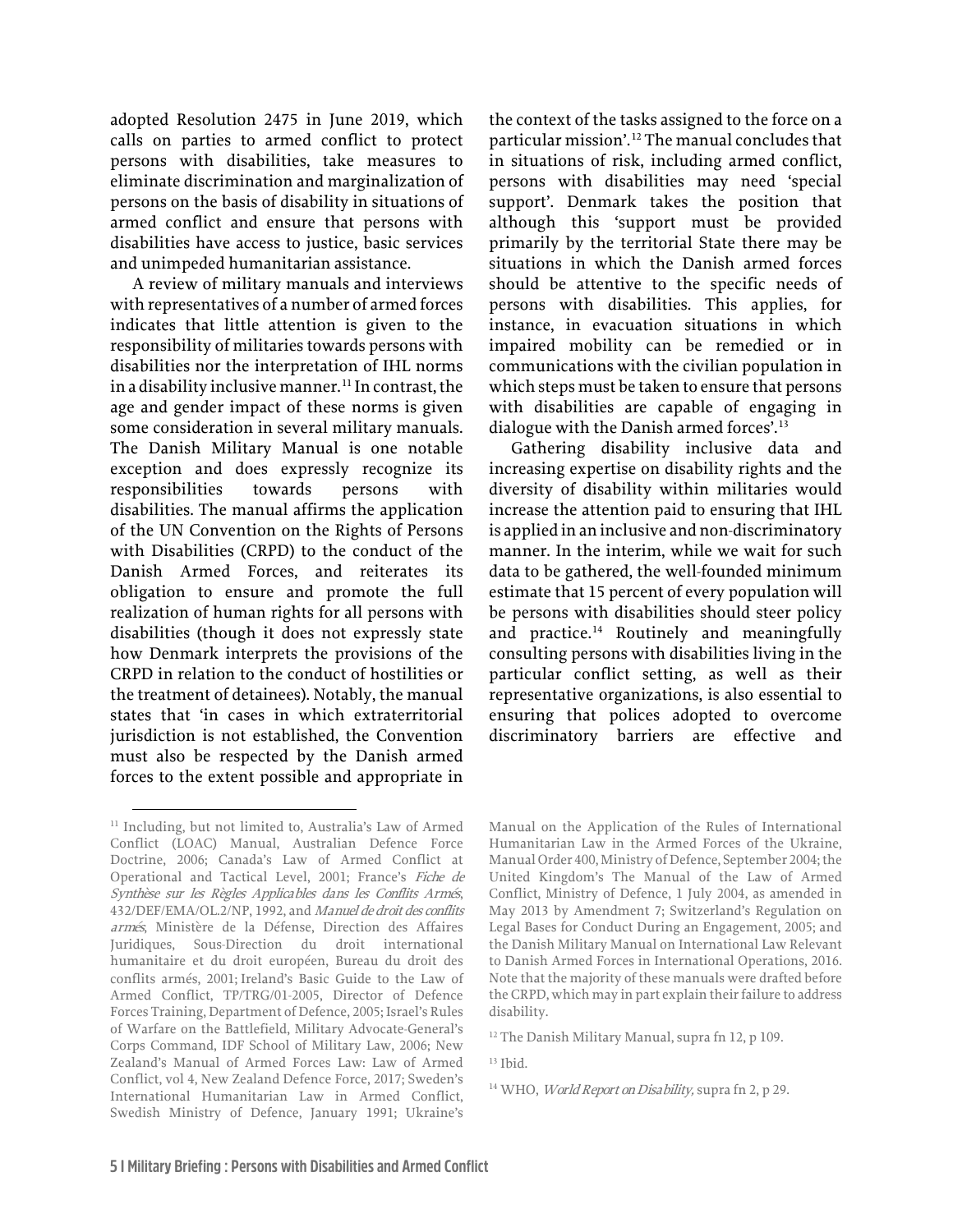adopted Resolution 2475 in June 2019, which calls on parties to armed conflict to protect persons with disabilities, take measures to eliminate discrimination and marginalization of persons on the basis of disability in situations of armed conflict and ensure that persons with disabilities have access to justice, basic services and unimpeded humanitarian assistance.

A review of military manuals and interviews with representatives of a number of armed forces indicates that little attention is given to the responsibility of militaries towards persons with disabilities nor the interpretation of IHL norms in a disability inclusive manner.[11] In contrast, the age and gender impact of these norms is given some consideration in several military manuals. The Danish Military Manual is one notable exception and does expressly recognize its responsibilities towards persons with disabilities. The manual affirms the application of the UN Convention on the Rights of Persons with Disabilities (CRPD) to the conduct of the Danish Armed Forces, and reiterates its obligation to ensure and promote the full realization of human rights for all persons with disabilities (though it does not expressly state how Denmark interprets the provisions of the CRPD in relation to the conduct of hostilities or the treatment of detainees). Notably, the manual states that 'in cases in which extraterritorial jurisdiction is not established, the Convention must also be respected by the Danish armed forces to the extent possible and appropriate in the context of the tasks assigned to the force on a particular mission'.[12] The manual concludes that in situations of risk, including armed conflict, persons with disabilities may need 'special support'. Denmark takes the position that although this 'support must be provided primarily by the territorial State there may be situations in which the Danish armed forces should be attentive to the specific needs of persons with disabilities. This applies, for instance, in evacuation situations in which impaired mobility can be remedied or in communications with the civilian population in which steps must be taken to ensure that persons with disabilities are capable of engaging in dialogue with the Danish armed forces'.[13]

Gathering disability inclusive data and increasing expertise on disability rights and the diversity of disability within militaries would increase the attention paid to ensuring that IHL is applied in an inclusive and non-discriminatory manner. In the interim, while we wait for such data to be gathered, the well-founded minimum estimate that 15 percent of every population will be persons with disabilities should steer policy and practice.[14] Routinely and meaningfully consulting persons with disabilities living in the particular conflict setting, as well as their representative organizations, is also essential to ensuring that polices adopted to overcome discriminatory barriers are effective and

---

[11] Including, but not limited to, Australia's Law of Armed Conflict (LOAC) Manual, Australian Defence Force Doctrine, 2006; Canada's Law of Armed Conflict at Operational and Tactical Level, 2001; France's *Fiche de Synthèse sur les Règles Applicables dans les Conflits Armés*, 432/DEF/EMA/OL.2/NP, 1992, and *Manuel de droit des conflits armés*, Ministère de la Défense, Direction des Affaires Juridiques, Sous-Direction du droit international humanitaire et du droit européen, Bureau du droit des conflits armés, 2001; Ireland's Basic Guide to the Law of Armed Conflict, TP/TRG/01-2005, Director of Defence Forces Training, Department of Defence, 2005; Israel's Rules of Warfare on the Battlefield, Military Advocate-General's Corps Command, IDF School of Military Law, 2006; New Zealand's Manual of Armed Forces Law: Law of Armed Conflict, vol 4, New Zealand Defence Force, 2017; Sweden's International Humanitarian Law in Armed Conflict, Swedish Ministry of Defence, January 1991; Ukraine's Manual on the Application of the Rules of International Humanitarian Law in the Armed Forces of the Ukraine, Manual Order 400, Ministry of Defence, September 2004; the United Kingdom's The Manual of the Law of Armed Conflict, Ministry of Defence, 1 July 2004, as amended in May 2013 by Amendment 7; Switzerland's Regulation on Legal Bases for Conduct During an Engagement, 2005; and the Danish Military Manual on International Law Relevant to Danish Armed Forces in International Operations, 2016. Note that the majority of these manuals were drafted before the CRPD, which may in part explain their failure to address disability.

[12] The Danish Military Manual, supra fn 12, p 109.

[13] Ibid.

[14] WHO, *World Report on Disability*, supra fn 2, p 29.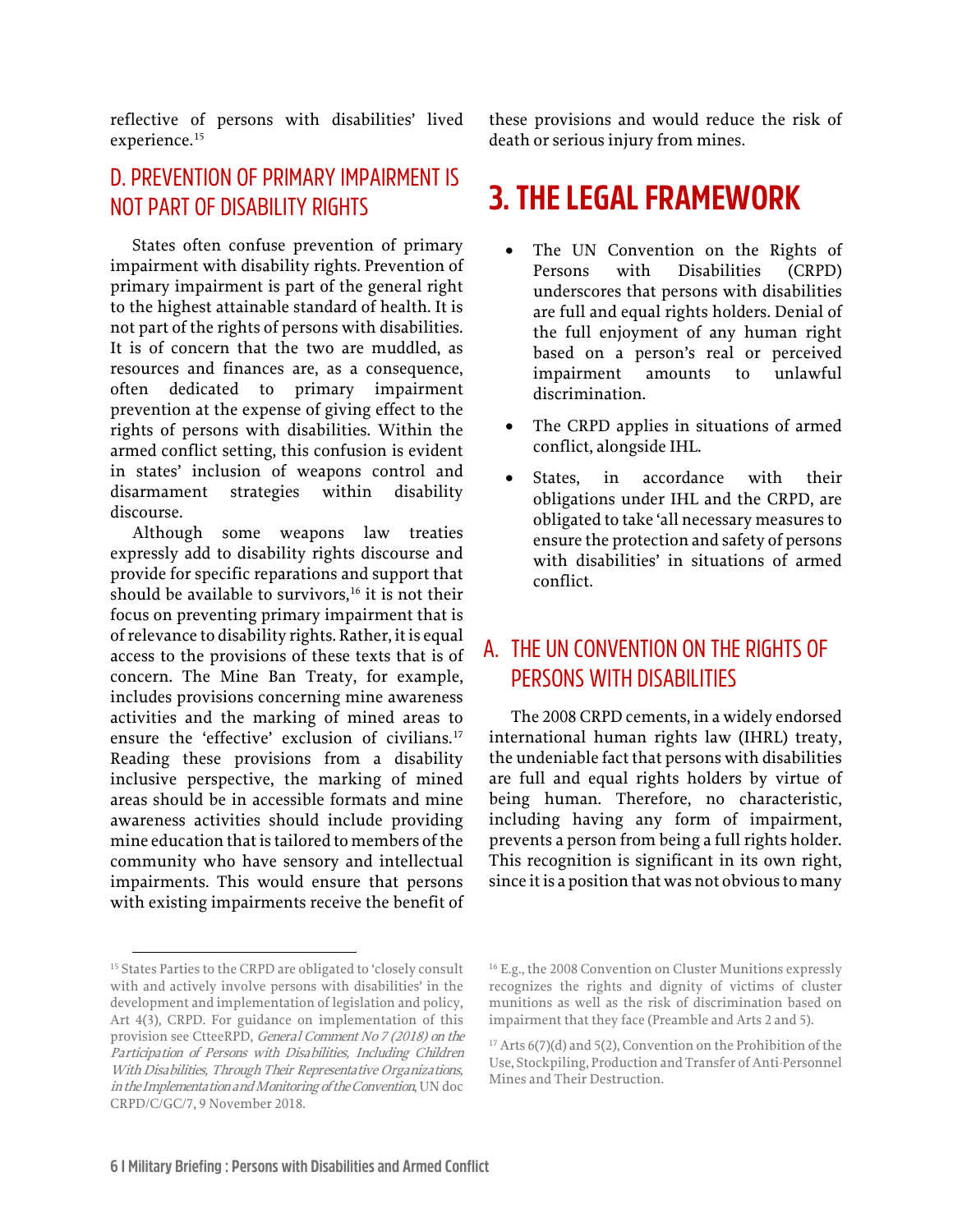reflective of persons with disabilities' lived experience.[15]

## D. PREVENTION OF PRIMARY IMPAIRMENT IS NOT PART OF DISABILITY RIGHTS

States often confuse prevention of primary impairment with disability rights. Prevention of primary impairment is part of the general right to the highest attainable standard of health. It is not part of the rights of persons with disabilities. It is of concern that the two are muddled, as resources and finances are, as a consequence, often dedicated to primary impairment prevention at the expense of giving effect to the rights of persons with disabilities. Within the armed conflict setting, this confusion is evident in states' inclusion of weapons control and disarmament strategies within disability discourse.

Although some weapons law treaties expressly add to disability rights discourse and provide for specific reparations and support that should be available to survivors,[16] it is not their focus on preventing primary impairment that is of relevance to disability rights. Rather, it is equal access to the provisions of these texts that is of concern. The Mine Ban Treaty, for example, includes provisions concerning mine awareness activities and the marking of mined areas to ensure the 'effective' exclusion of civilians.[17] Reading these provisions from a disability inclusive perspective, the marking of mined areas should be in accessible formats and mine awareness activities should include providing mine education that is tailored to members of the community who have sensory and intellectual impairments. This would ensure that persons with existing impairments receive the benefit of these provisions and would reduce the risk of death or serious injury from mines.

# 3. THE LEGAL FRAMEWORK

- The UN Convention on the Rights of Persons with Disabilities (CRPD) underscores that persons with disabilities are full and equal rights holders. Denial of the full enjoyment of any human right based on a person's real or perceived impairment amounts to unlawful discrimination.
- The CRPD applies in situations of armed conflict, alongside IHL.
- States, in accordance with their obligations under IHL and the CRPD, are obligated to take 'all necessary measures to ensure the protection and safety of persons with disabilities' in situations of armed conflict.

## A. THE UN CONVENTION ON THE RIGHTS OF PERSONS WITH DISABILITIES

The 2008 CRPD cements, in a widely endorsed international human rights law (IHRL) treaty, the undeniable fact that persons with disabilities are full and equal rights holders by virtue of being human. Therefore, no characteristic, including having any form of impairment, prevents a person from being a full rights holder. This recognition is significant in its own right, since it is a position that was not obvious to many

---

[15] States Parties to the CRPD are obligated to 'closely consult with and actively involve persons with disabilities' in the development and implementation of legislation and policy, Art 4(3), CRPD. For guidance on implementation of this provision see CtteeRPD, *General Comment No 7 (2018) on the Participation of Persons with Disabilities, Including Children With Disabilities, Through Their Representative Organizations, in the Implementation and Monitoring of the Convention*, UN doc CRPD/C/GC/7, 9 November 2018.

[16] E.g., the 2008 Convention on Cluster Munitions expressly recognizes the rights and dignity of victims of cluster munitions as well as the risk of discrimination based on impairment that they face (Preamble and Arts 2 and 5).

[17] Arts 6(7)(d) and 5(2), Convention on the Prohibition of the Use, Stockpiling, Production and Transfer of Anti-Personnel Mines and Their Destruction.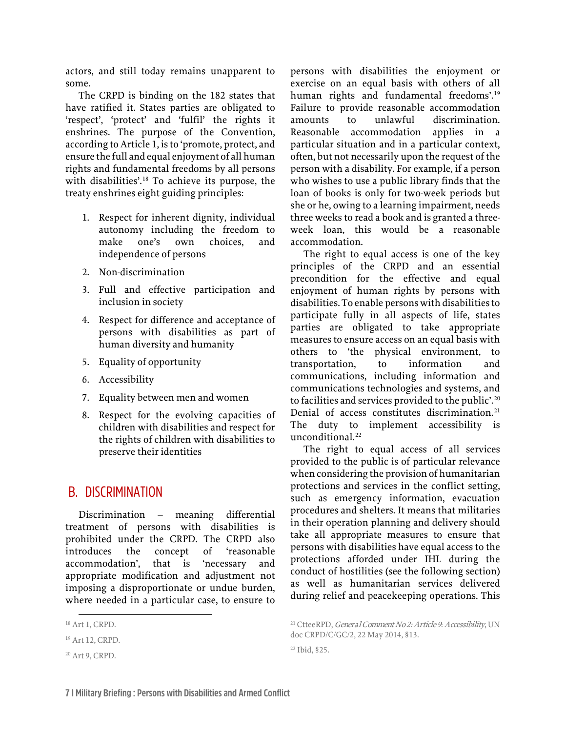actors, and still today remains unapparent to some.

The CRPD is binding on the 182 states that have ratified it. States parties are obligated to 'respect', 'protect' and 'fulfil' the rights it enshrines. The purpose of the Convention, according to Article 1, is to 'promote, protect, and ensure the full and equal enjoyment of all human rights and fundamental freedoms by all persons with disabilities'.[18] To achieve its purpose, the treaty enshrines eight guiding principles:

1. Respect for inherent dignity, individual autonomy including the freedom to make one's own choices, and independence of persons
2. Non-discrimination
3. Full and effective participation and inclusion in society
4. Respect for difference and acceptance of persons with disabilities as part of human diversity and humanity
5. Equality of opportunity
6. Accessibility
7. Equality between men and women
8. Respect for the evolving capacities of children with disabilities and respect for the rights of children with disabilities to preserve their identities

## B. DISCRIMINATION

Discrimination – meaning differential treatment of persons with disabilities is prohibited under the CRPD. The CRPD also introduces the concept of 'reasonable accommodation', that is 'necessary and appropriate modification and adjustment not imposing a disproportionate or undue burden, where needed in a particular case, to ensure to persons with disabilities the enjoyment or exercise on an equal basis with others of all human rights and fundamental freedoms'.[19] Failure to provide reasonable accommodation amounts to unlawful discrimination. Reasonable accommodation applies in a particular situation and in a particular context, often, but not necessarily upon the request of the person with a disability. For example, if a person who wishes to use a public library finds that the loan of books is only for two-week periods but she or he, owing to a learning impairment, needs three weeks to read a book and is granted a three-week loan, this would be a reasonable accommodation.

The right to equal access is one of the key principles of the CRPD and an essential precondition for the effective and equal enjoyment of human rights by persons with disabilities. To enable persons with disabilities to participate fully in all aspects of life, states parties are obligated to take appropriate measures to ensure access on an equal basis with others to 'the physical environment, to transportation, to information and communications, including information and communications technologies and systems, and to facilities and services provided to the public'.[20] Denial of access constitutes discrimination.[21] The duty to implement accessibility is unconditional.[22]

The right to equal access of all services provided to the public is of particular relevance when considering the provision of humanitarian protections and services in the conflict setting, such as emergency information, evacuation procedures and shelters. It means that militaries in their operation planning and delivery should take all appropriate measures to ensure that persons with disabilities have equal access to the protections afforded under IHL during the conduct of hostilities (see the following section) as well as humanitarian services delivered during relief and peacekeeping operations. This

---

[18] Art 1, CRPD.

[19] Art 12, CRPD.

[20] Art 9, CRPD.

[21] CtteeRPD, *General Comment No 2: Article 9: Accessibility*, UN doc CRPD/C/GC/2, 22 May 2014, §13.

[22] Ibid, §25.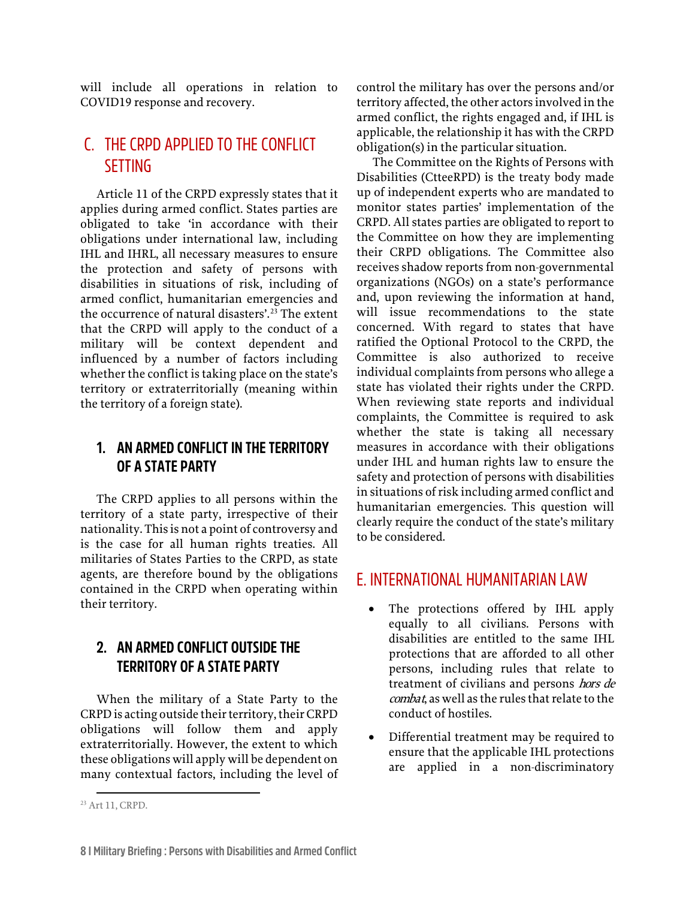will include all operations in relation to COVID19 response and recovery.

## C. THE CRPD APPLIED TO THE CONFLICT SETTING

Article 11 of the CRPD expressly states that it applies during armed conflict. States parties are obligated to take 'in accordance with their obligations under international law, including IHL and IHRL, all necessary measures to ensure the protection and safety of persons with disabilities in situations of risk, including of armed conflict, humanitarian emergencies and the occurrence of natural disasters'.[23] The extent that the CRPD will apply to the conduct of a military will be context dependent and influenced by a number of factors including whether the conflict is taking place on the state's territory or extraterritorially (meaning within the territory of a foreign state).

### 1. AN ARMED CONFLICT IN THE TERRITORY OF A STATE PARTY

The CRPD applies to all persons within the territory of a state party, irrespective of their nationality. This is not a point of controversy and is the case for all human rights treaties. All militaries of States Parties to the CRPD, as state agents, are therefore bound by the obligations contained in the CRPD when operating within their territory.

### 2. AN ARMED CONFLICT OUTSIDE THE TERRITORY OF A STATE PARTY

When the military of a State Party to the CRPD is acting outside their territory, their CRPD obligations will follow them and apply extraterritorially. However, the extent to which these obligations will apply will be dependent on many contextual factors, including the level of control the military has over the persons and/or territory affected, the other actors involved in the armed conflict, the rights engaged and, if IHL is applicable, the relationship it has with the CRPD obligation(s) in the particular situation.

The Committee on the Rights of Persons with Disabilities (CtteeRPD) is the treaty body made up of independent experts who are mandated to monitor states parties' implementation of the CRPD. All states parties are obligated to report to the Committee on how they are implementing their CRPD obligations. The Committee also receives shadow reports from non-governmental organizations (NGOs) on a state's performance and, upon reviewing the information at hand, will issue recommendations to the state concerned. With regard to states that have ratified the Optional Protocol to the CRPD, the Committee is also authorized to receive individual complaints from persons who allege a state has violated their rights under the CRPD. When reviewing state reports and individual complaints, the Committee is required to ask whether the state is taking all necessary measures in accordance with their obligations under IHL and human rights law to ensure the safety and protection of persons with disabilities in situations of risk including armed conflict and humanitarian emergencies. This question will clearly require the conduct of the state's military to be considered.

## E. INTERNATIONAL HUMANITARIAN LAW

- The protections offered by IHL apply equally to all civilians. Persons with disabilities are entitled to the same IHL protections that are afforded to all other persons, including rules that relate to treatment of civilians and persons *hors de combat*, as well as the rules that relate to the conduct of hostiles.
- Differential treatment may be required to ensure that the applicable IHL protections are applied in a non-discriminatory

[23] Art 11, CRPD.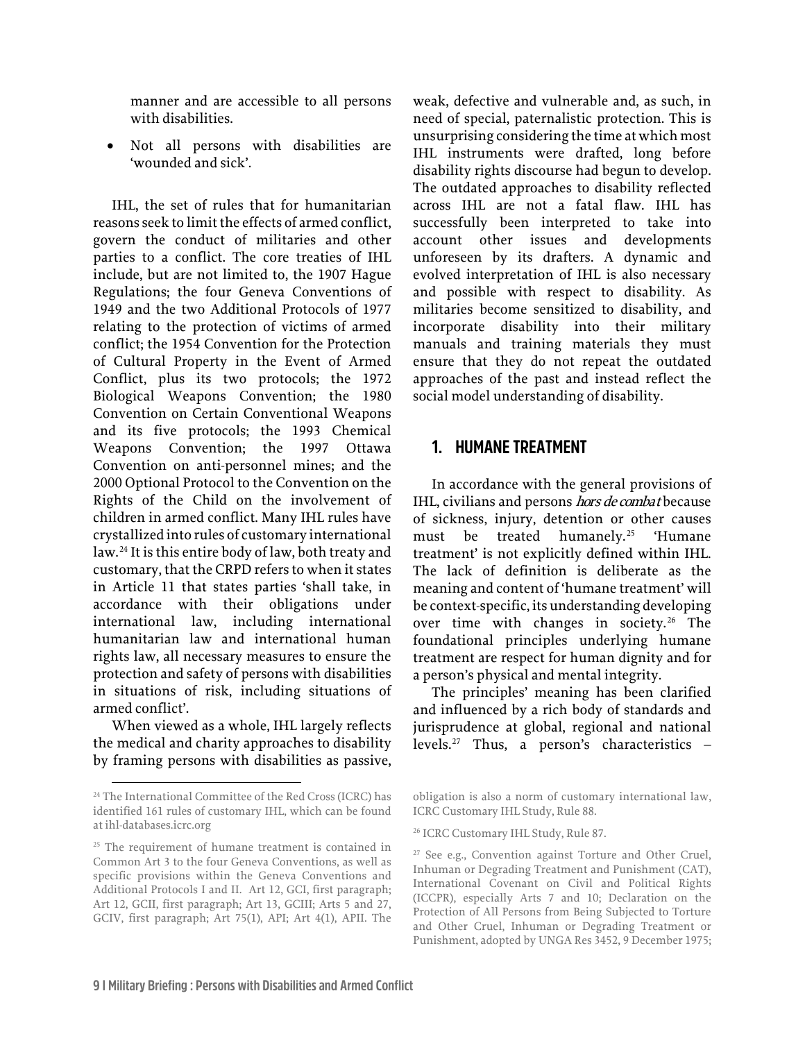manner and are accessible to all persons with disabilities.

- Not all persons with disabilities are 'wounded and sick'.

IHL, the set of rules that for humanitarian reasons seek to limit the effects of armed conflict, govern the conduct of militaries and other parties to a conflict. The core treaties of IHL include, but are not limited to, the 1907 Hague Regulations; the four Geneva Conventions of 1949 and the two Additional Protocols of 1977 relating to the protection of victims of armed conflict; the 1954 Convention for the Protection of Cultural Property in the Event of Armed Conflict, plus its two protocols; the 1972 Biological Weapons Convention; the 1980 Convention on Certain Conventional Weapons and its five protocols; the 1993 Chemical Weapons Convention; the 1997 Ottawa Convention on anti-personnel mines; and the 2000 Optional Protocol to the Convention on the Rights of the Child on the involvement of children in armed conflict. Many IHL rules have crystallized into rules of customary international law.[24] It is this entire body of law, both treaty and customary, that the CRPD refers to when it states in Article 11 that states parties 'shall take, in accordance with their obligations under international law, including international humanitarian law and international human rights law, all necessary measures to ensure the protection and safety of persons with disabilities in situations of risk, including situations of armed conflict'.

When viewed as a whole, IHL largely reflects the medical and charity approaches to disability by framing persons with disabilities as passive, weak, defective and vulnerable and, as such, in need of special, paternalistic protection. This is unsurprising considering the time at which most IHL instruments were drafted, long before disability rights discourse had begun to develop. The outdated approaches to disability reflected across IHL are not a fatal flaw. IHL has successfully been interpreted to take into account other issues and developments unforeseen by its drafters. A dynamic and evolved interpretation of IHL is also necessary and possible with respect to disability. As militaries become sensitized to disability, and incorporate disability into their military manuals and training materials they must ensure that they do not repeat the outdated approaches of the past and instead reflect the social model understanding of disability.

## 1. HUMANE TREATMENT

In accordance with the general provisions of IHL, civilians and persons *hors de combat* because of sickness, injury, detention or other causes must be treated humanely.[25] 'Humane treatment' is not explicitly defined within IHL. The lack of definition is deliberate as the meaning and content of 'humane treatment' will be context-specific, its understanding developing over time with changes in society.[26] The foundational principles underlying humane treatment are respect for human dignity and for a person's physical and mental integrity.

The principles' meaning has been clarified and influenced by a rich body of standards and jurisprudence at global, regional and national levels.[27] Thus, a person's characteristics –

---

[24] The International Committee of the Red Cross (ICRC) has identified 161 rules of customary IHL, which can be found at ihl-databases.icrc.org

[25] The requirement of humane treatment is contained in Common Art 3 to the four Geneva Conventions, as well as specific provisions within the Geneva Conventions and Additional Protocols I and II. Art 12, GCI, first paragraph; Art 12, GCII, first paragraph; Art 13, GCIII; Arts 5 and 27, GCIV, first paragraph; Art 75(1), API; Art 4(1), APII. The obligation is also a norm of customary international law, ICRC Customary IHL Study, Rule 88.

[26] ICRC Customary IHL Study, Rule 87.

[27] See e.g., Convention against Torture and Other Cruel, Inhuman or Degrading Treatment and Punishment (CAT), International Covenant on Civil and Political Rights (ICCPR), especially Arts 7 and 10; Declaration on the Protection of All Persons from Being Subjected to Torture and Other Cruel, Inhuman or Degrading Treatment or Punishment, adopted by UNGA Res 3452, 9 December 1975;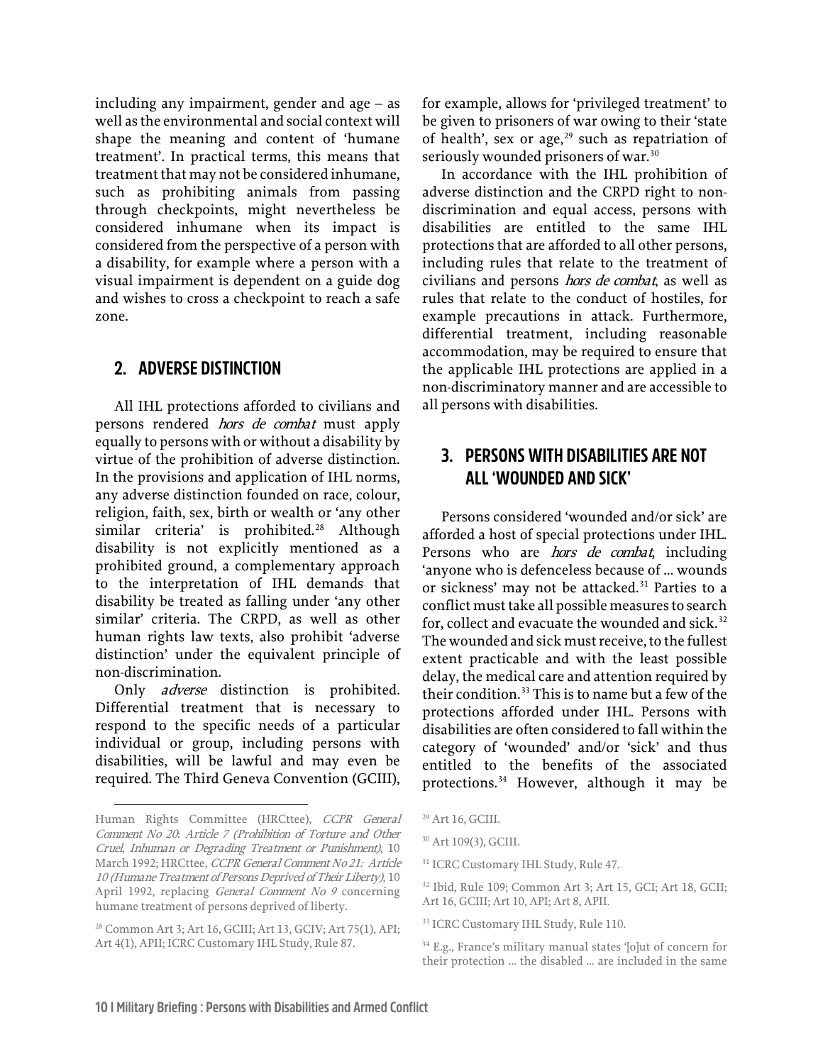including any impairment, gender and age – as well as the environmental and social context will shape the meaning and content of 'humane treatment'. In practical terms, this means that treatment that may not be considered inhumane, such as prohibiting animals from passing through checkpoints, might nevertheless be considered inhumane when its impact is considered from the perspective of a person with a disability, for example where a person with a visual impairment is dependent on a guide dog and wishes to cross a checkpoint to reach a safe zone.

## 2. ADVERSE DISTINCTION

All IHL protections afforded to civilians and persons rendered *hors de combat* must apply equally to persons with or without a disability by virtue of the prohibition of adverse distinction. In the provisions and application of IHL norms, any adverse distinction founded on race, colour, religion, faith, sex, birth or wealth or 'any other similar criteria' is prohibited.[28] Although disability is not explicitly mentioned as a prohibited ground, a complementary approach to the interpretation of IHL demands that disability be treated as falling under 'any other similar' criteria. The CRPD, as well as other human rights law texts, also prohibit 'adverse distinction' under the equivalent principle of non-discrimination.

Only *adverse* distinction is prohibited. Differential treatment that is necessary to respond to the specific needs of a particular individual or group, including persons with disabilities, will be lawful and may even be required. The Third Geneva Convention (GCIII), for example, allows for 'privileged treatment' to be given to prisoners of war owing to their 'state of health', sex or age,[29] such as repatriation of seriously wounded prisoners of war.[30]

In accordance with the IHL prohibition of adverse distinction and the CRPD right to non-discrimination and equal access, persons with disabilities are entitled to the same IHL protections that are afforded to all other persons, including rules that relate to the treatment of civilians and persons *hors de combat*, as well as rules that relate to the conduct of hostiles, for example precautions in attack. Furthermore, differential treatment, including reasonable accommodation, may be required to ensure that the applicable IHL protections are applied in a non-discriminatory manner and are accessible to all persons with disabilities.

## 3. PERSONS WITH DISABILITIES ARE NOT ALL 'WOUNDED AND SICK'

Persons considered 'wounded and/or sick' are afforded a host of special protections under IHL. Persons who are *hors de combat*, including 'anyone who is defenceless because of … wounds or sickness' may not be attacked.[31] Parties to a conflict must take all possible measures to search for, collect and evacuate the wounded and sick.[32] The wounded and sick must receive, to the fullest extent practicable and with the least possible delay, the medical care and attention required by their condition.[33] This is to name but a few of the protections afforded under IHL. Persons with disabilities are often considered to fall within the category of 'wounded' and/or 'sick' and thus entitled to the benefits of the associated protections.[34] However, although it may be

---

Human Rights Committee (HRCttee), *CCPR General Comment No 20: Article 7 (Prohibition of Torture and Other Cruel, Inhuman or Degrading Treatment or Punishment)*, 10 March 1992; HRCttee, *CCPR General Comment No 21: Article 10 (Humane Treatment of Persons Deprived of Their Liberty)*, 10 April 1992, replacing *General Comment No 9* concerning humane treatment of persons deprived of liberty.

[28] Common Art 3; Art 16, GCIII; Art 13, GCIV; Art 75(1), API; Art 4(1), APII; ICRC Customary IHL Study, Rule 87.

[29] Art 16, GCIII.

[30] Art 109(3), GCIII.

[31] ICRC Customary IHL Study, Rule 47.

[32] Ibid, Rule 109; Common Art 3; Art 15, GCI; Art 18, GCII; Art 16, GCIII; Art 10, API; Art 8, APII.

[33] ICRC Customary IHL Study, Rule 110.

[34] E.g., France's military manual states '[o]ut of concern for their protection … the disabled … are included in the same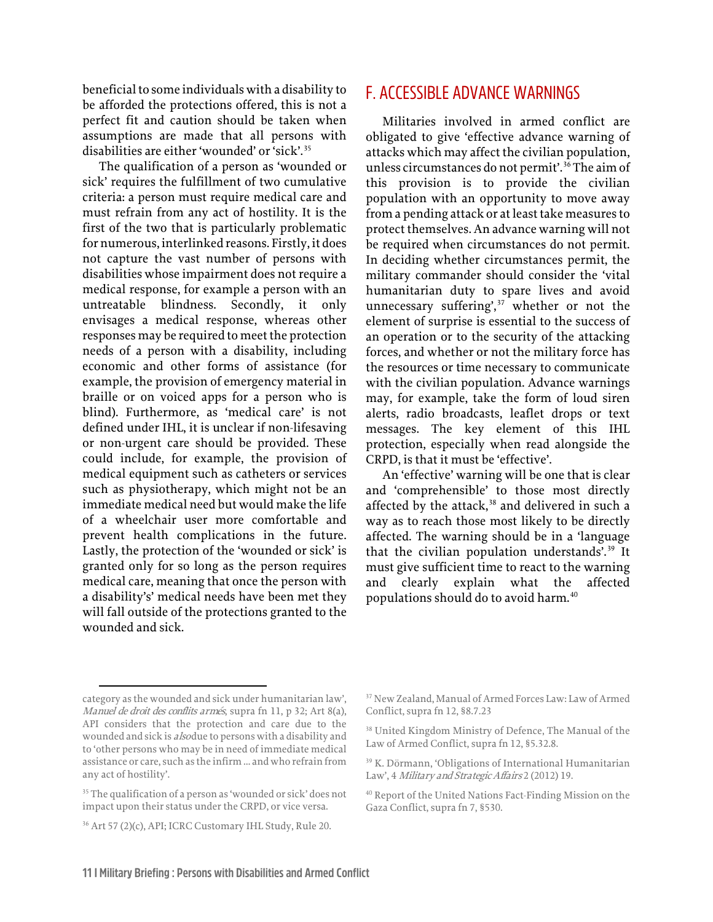beneficial to some individuals with a disability to be afforded the protections offered, this is not a perfect fit and caution should be taken when assumptions are made that all persons with disabilities are either 'wounded' or 'sick'.[35]

The qualification of a person as 'wounded or sick' requires the fulfillment of two cumulative criteria: a person must require medical care and must refrain from any act of hostility. It is the first of the two that is particularly problematic for numerous, interlinked reasons. Firstly, it does not capture the vast number of persons with disabilities whose impairment does not require a medical response, for example a person with an untreatable blindness. Secondly, it only envisages a medical response, whereas other responses may be required to meet the protection needs of a person with a disability, including economic and other forms of assistance (for example, the provision of emergency material in braille or on voiced apps for a person who is blind). Furthermore, as 'medical care' is not defined under IHL, it is unclear if non-lifesaving or non-urgent care should be provided. These could include, for example, the provision of medical equipment such as catheters or services such as physiotherapy, which might not be an immediate medical need but would make the life of a wheelchair user more comfortable and prevent health complications in the future. Lastly, the protection of the 'wounded or sick' is granted only for so long as the person requires medical care, meaning that once the person with a disability's' medical needs have been met they will fall outside of the protections granted to the wounded and sick.

## F. ACCESSIBLE ADVANCE WARNINGS

Militaries involved in armed conflict are obligated to give 'effective advance warning of attacks which may affect the civilian population, unless circumstances do not permit'.[36] The aim of this provision is to provide the civilian population with an opportunity to move away from a pending attack or at least take measures to protect themselves. An advance warning will not be required when circumstances do not permit. In deciding whether circumstances permit, the military commander should consider the 'vital humanitarian duty to spare lives and avoid unnecessary suffering',[37] whether or not the element of surprise is essential to the success of an operation or to the security of the attacking forces, and whether or not the military force has the resources or time necessary to communicate with the civilian population. Advance warnings may, for example, take the form of loud siren alerts, radio broadcasts, leaflet drops or text messages. The key element of this IHL protection, especially when read alongside the CRPD, is that it must be 'effective'.

An 'effective' warning will be one that is clear and 'comprehensible' to those most directly affected by the attack,[38] and delivered in such a way as to reach those most likely to be directly affected. The warning should be in a 'language that the civilian population understands'.[39] It must give sufficient time to react to the warning and clearly explain what the affected populations should do to avoid harm.[40]

---

category as the wounded and sick under humanitarian law', *Manuel de droit des conflits armés*, supra fn 11, p 32; Art 8(a), API considers that the protection and care due to the wounded and sick is *also* due to persons with a disability and to 'other persons who may be in need of immediate medical assistance or care, such as the infirm ... and who refrain from any act of hostility'.

[35] The qualification of a person as 'wounded or sick' does not impact upon their status under the CRPD, or vice versa.

[36] Art 57 (2)(c), API; ICRC Customary IHL Study, Rule 20.

[37] New Zealand, Manual of Armed Forces Law: Law of Armed Conflict, supra fn 12, §8.7.23

[38] United Kingdom Ministry of Defence, The Manual of the Law of Armed Conflict, supra fn 12, §5.32.8.

[39] K. Dörmann, 'Obligations of International Humanitarian Law', 4 *Military and Strategic Affairs* 2 (2012) 19.

[40] Report of the United Nations Fact-Finding Mission on the Gaza Conflict, supra fn 7, §530.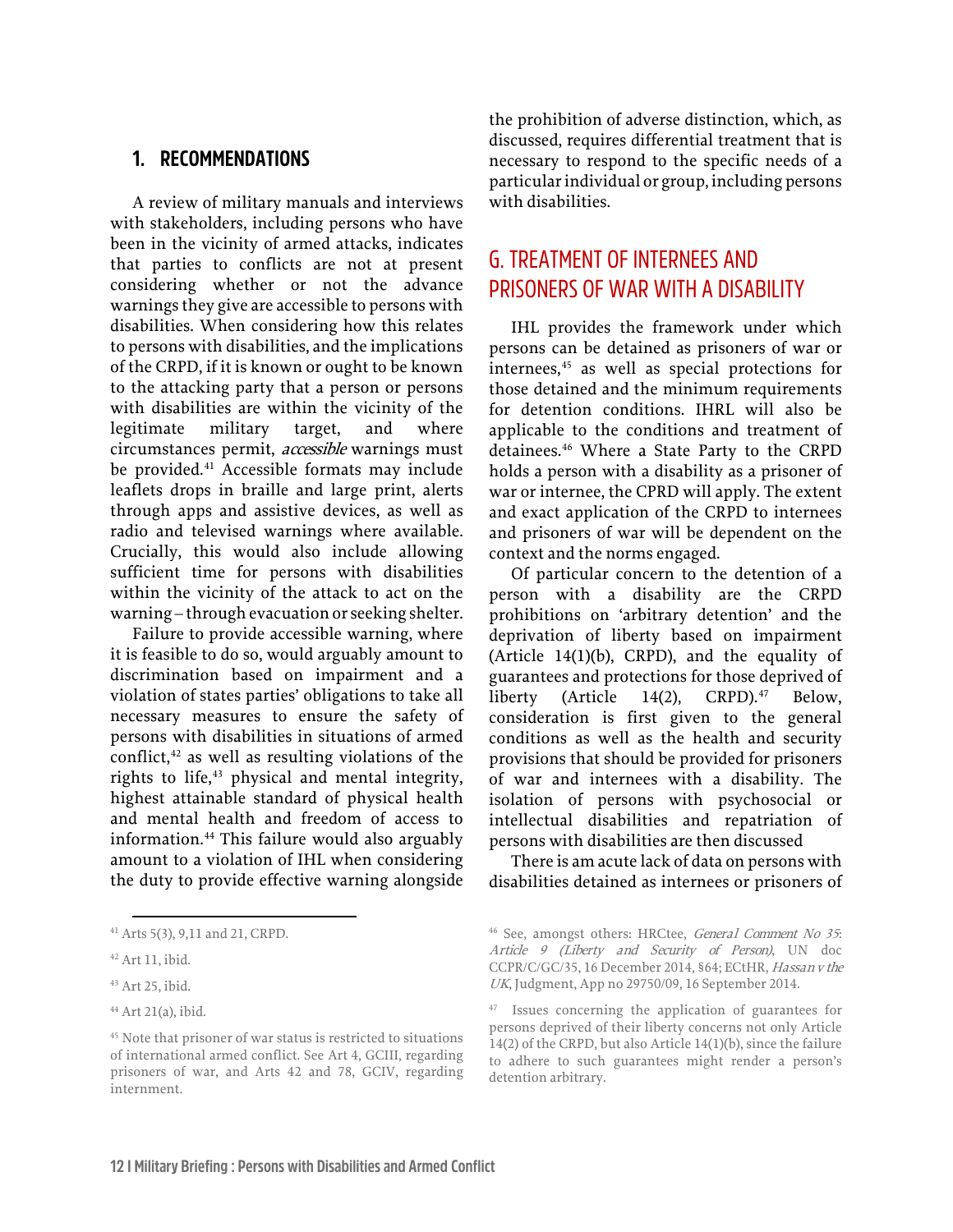### 1. RECOMMENDATIONS

A review of military manuals and interviews with stakeholders, including persons who have been in the vicinity of armed attacks, indicates that parties to conflicts are not at present considering whether or not the advance warnings they give are accessible to persons with disabilities. When considering how this relates to persons with disabilities, and the implications of the CRPD, if it is known or ought to be known to the attacking party that a person or persons with disabilities are within the vicinity of the legitimate military target, and where circumstances permit, *accessible* warnings must be provided.[41] Accessible formats may include leaflets drops in braille and large print, alerts through apps and assistive devices, as well as radio and televised warnings where available. Crucially, this would also include allowing sufficient time for persons with disabilities within the vicinity of the attack to act on the warning – through evacuation or seeking shelter.

Failure to provide accessible warning, where it is feasible to do so, would arguably amount to discrimination based on impairment and a violation of states parties' obligations to take all necessary measures to ensure the safety of persons with disabilities in situations of armed conflict,[42] as well as resulting violations of the rights to life,[43] physical and mental integrity, highest attainable standard of physical health and mental health and freedom of access to information.[44] This failure would also arguably amount to a violation of IHL when considering the duty to provide effective warning alongside the prohibition of adverse distinction, which, as discussed, requires differential treatment that is necessary to respond to the specific needs of a particular individual or group, including persons with disabilities.

## G. TREATMENT OF INTERNEES AND PRISONERS OF WAR WITH A DISABILITY

IHL provides the framework under which persons can be detained as prisoners of war or internees,[45] as well as special protections for those detained and the minimum requirements for detention conditions. IHRL will also be applicable to the conditions and treatment of detainees.[46] Where a State Party to the CRPD holds a person with a disability as a prisoner of war or internee, the CPRD will apply. The extent and exact application of the CRPD to internees and prisoners of war will be dependent on the context and the norms engaged.

Of particular concern to the detention of a person with a disability are the CRPD prohibitions on 'arbitrary detention' and the deprivation of liberty based on impairment (Article 14(1)(b), CRPD), and the equality of guarantees and protections for those deprived of liberty (Article 14(2), CRPD).[47] Below, consideration is first given to the general conditions as well as the health and security provisions that should be provided for prisoners of war and internees with a disability. The isolation of persons with psychosocial or intellectual disabilities and repatriation of persons with disabilities are then discussed

There is am acute lack of data on persons with disabilities detained as internees or prisoners of

---

[41] Arts 5(3), 9,11 and 21, CRPD.

[42] Art 11, ibid.

[43] Art 25, ibid.

[44] Art 21(a), ibid.

[45] Note that prisoner of war status is restricted to situations of international armed conflict. See Art 4, GCIII, regarding prisoners of war, and Arts 42 and 78, GCIV, regarding internment.

[46] See, amongst others: HRCtee, *General Comment No 35*: *Article 9 (Liberty and Security of Person)*, UN doc CCPR/C/GC/35, 16 December 2014, §64; ECtHR, *Hassan v the UK*, Judgment, App no 29750/09, 16 September 2014.

[47] Issues concerning the application of guarantees for persons deprived of their liberty concerns not only Article 14(2) of the CRPD, but also Article 14(1)(b), since the failure to adhere to such guarantees might render a person's detention arbitrary.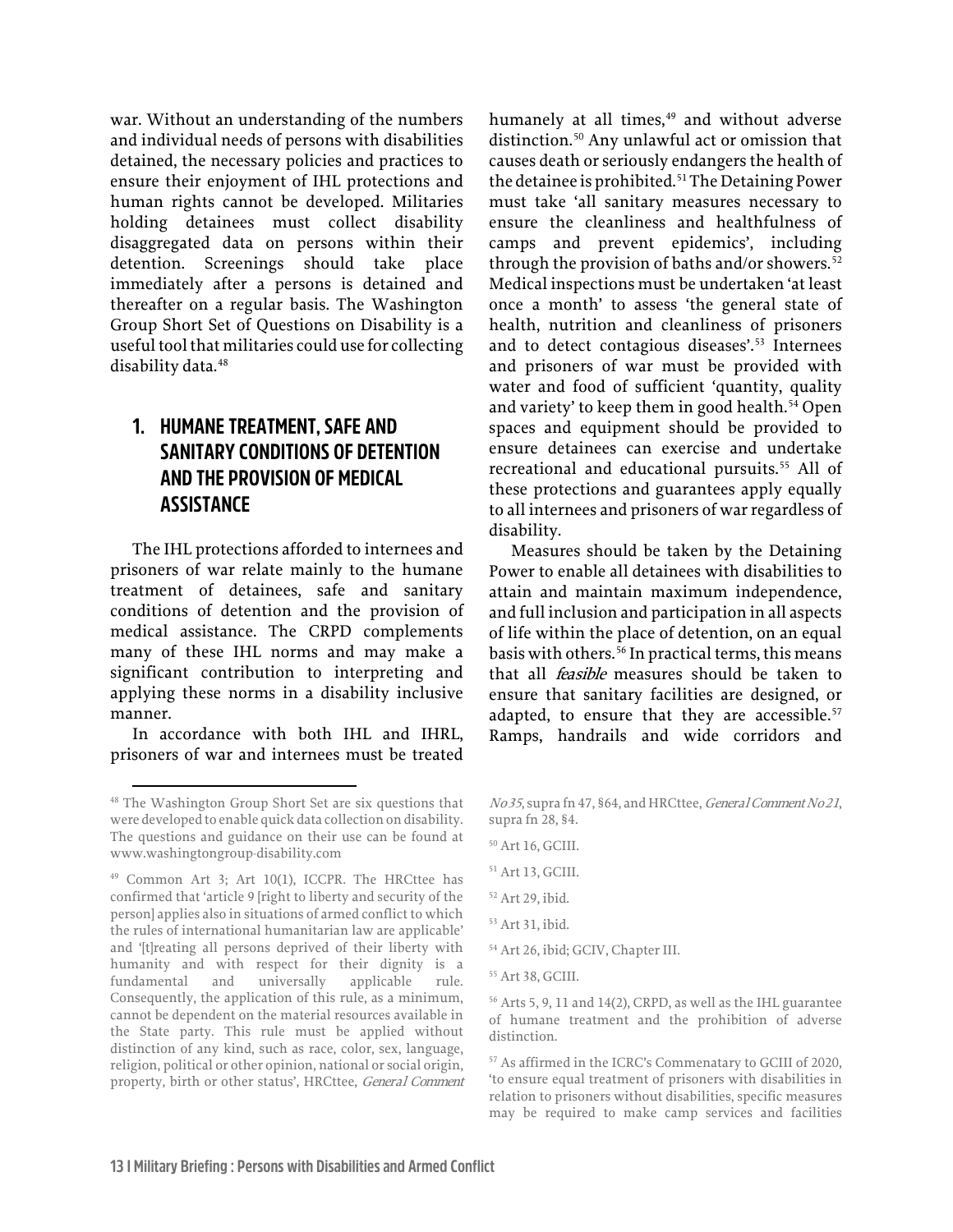war. Without an understanding of the numbers and individual needs of persons with disabilities detained, the necessary policies and practices to ensure their enjoyment of IHL protections and human rights cannot be developed. Militaries holding detainees must collect disability disaggregated data on persons within their detention. Screenings should take place immediately after a persons is detained and thereafter on a regular basis. The Washington Group Short Set of Questions on Disability is a useful tool that militaries could use for collecting disability data.[48]

## 1. HUMANE TREATMENT, SAFE AND SANITARY CONDITIONS OF DETENTION AND THE PROVISION OF MEDICAL ASSISTANCE

The IHL protections afforded to internees and prisoners of war relate mainly to the humane treatment of detainees, safe and sanitary conditions of detention and the provision of medical assistance. The CRPD complements many of these IHL norms and may make a significant contribution to interpreting and applying these norms in a disability inclusive manner.

In accordance with both IHL and IHRL, prisoners of war and internees must be treated humanely at all times,[49] and without adverse distinction.[50] Any unlawful act or omission that causes death or seriously endangers the health of the detainee is prohibited.[51] The Detaining Power must take 'all sanitary measures necessary to ensure the cleanliness and healthfulness of camps and prevent epidemics', including through the provision of baths and/or showers.[52] Medical inspections must be undertaken 'at least once a month' to assess 'the general state of health, nutrition and cleanliness of prisoners and to detect contagious diseases'.[53] Internees and prisoners of war must be provided with water and food of sufficient 'quantity, quality and variety' to keep them in good health.[54] Open spaces and equipment should be provided to ensure detainees can exercise and undertake recreational and educational pursuits.[55] All of these protections and guarantees apply equally to all internees and prisoners of war regardless of disability.

Measures should be taken by the Detaining Power to enable all detainees with disabilities to attain and maintain maximum independence, and full inclusion and participation in all aspects of life within the place of detention, on an equal basis with others.[56] In practical terms, this means that all *feasible* measures should be taken to ensure that sanitary facilities are designed, or adapted, to ensure that they are accessible.[57] Ramps, handrails and wide corridors and

---

[48] The Washington Group Short Set are six questions that were developed to enable quick data collection on disability. The questions and guidance on their use can be found at www.washingtongroup-disability.com

[49] Common Art 3; Art 10(1), ICCPR. The HRCttee has confirmed that 'article 9 [right to liberty and security of the person] applies also in situations of armed conflict to which the rules of international humanitarian law are applicable' and '[t]reating all persons deprived of their liberty with humanity and with respect for their dignity is a fundamental and universally applicable rule. Consequently, the application of this rule, as a minimum, cannot be dependent on the material resources available in the State party. This rule must be applied without distinction of any kind, such as race, color, sex, language, religion, political or other opinion, national or social origin, property, birth or other status', HRCttee, *General Comment No 35*, supra fn 47, §64, and HRCttee, *General Comment No 21*, supra fn 28, §4.

[50] Art 16, GCIII.

[51] Art 13, GCIII.

[52] Art 29, ibid.

[53] Art 31, ibid.

[54] Art 26, ibid; GCIV, Chapter III.

[55] Art 38, GCIII.

[56] Arts 5, 9, 11 and 14(2), CRPD, as well as the IHL guarantee of humane treatment and the prohibition of adverse distinction.

[57] As affirmed in the ICRC's Commenatary to GCIII of 2020, 'to ensure equal treatment of prisoners with disabilities in relation to prisoners without disabilities, specific measures may be required to make camp services and facilities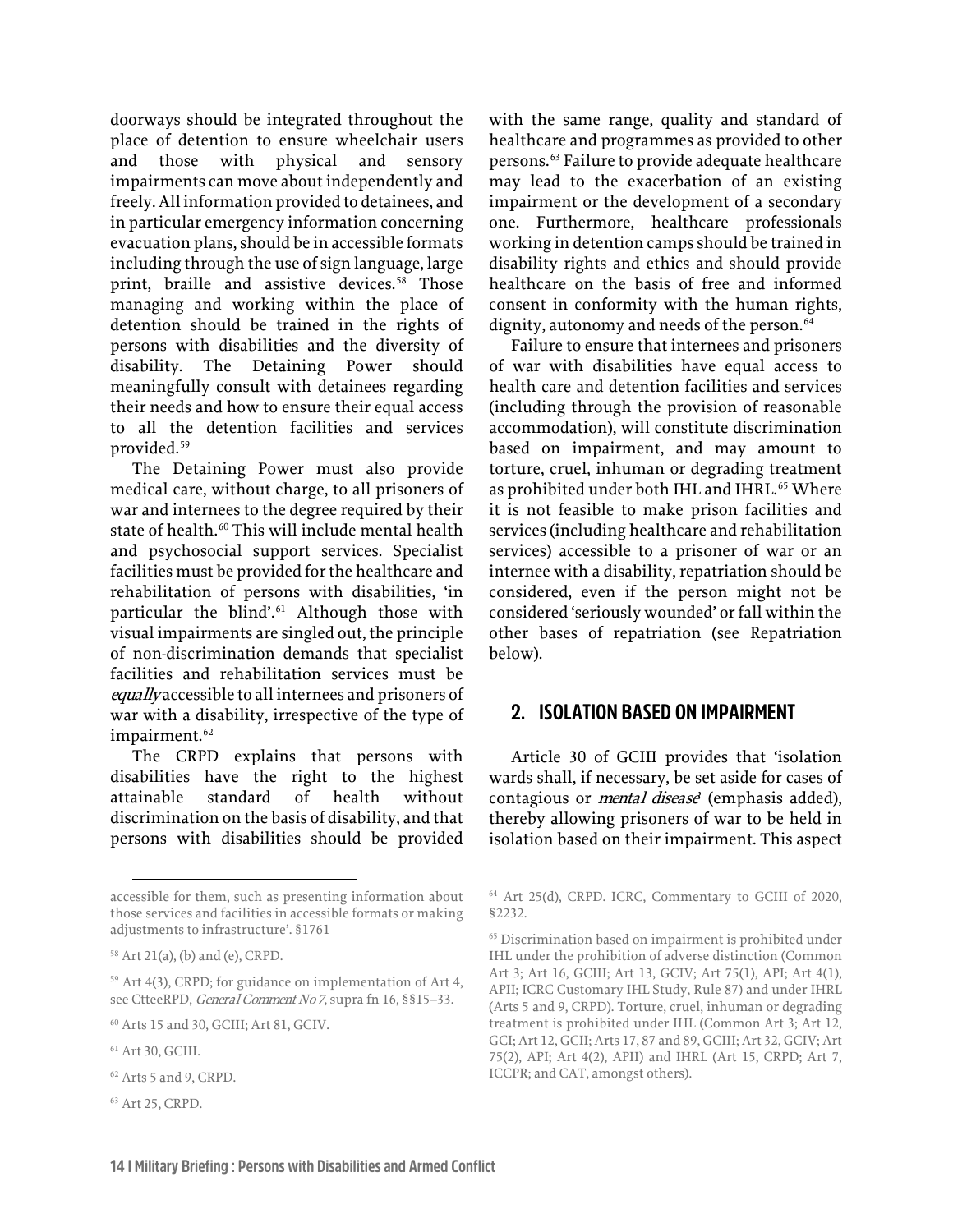doorways should be integrated throughout the place of detention to ensure wheelchair users and those with physical and sensory impairments can move about independently and freely. All information provided to detainees, and in particular emergency information concerning evacuation plans, should be in accessible formats including through the use of sign language, large print, braille and assistive devices.[58] Those managing and working within the place of detention should be trained in the rights of persons with disabilities and the diversity of disability. The Detaining Power should meaningfully consult with detainees regarding their needs and how to ensure their equal access to all the detention facilities and services provided.[59]

The Detaining Power must also provide medical care, without charge, to all prisoners of war and internees to the degree required by their state of health.[60] This will include mental health and psychosocial support services. Specialist facilities must be provided for the healthcare and rehabilitation of persons with disabilities, 'in particular the blind'.[61] Although those with visual impairments are singled out, the principle of non-discrimination demands that specialist facilities and rehabilitation services must be *equally* accessible to all internees and prisoners of war with a disability, irrespective of the type of impairment.[62]

The CRPD explains that persons with disabilities have the right to the highest attainable standard of health without discrimination on the basis of disability, and that persons with disabilities should be provided with the same range, quality and standard of healthcare and programmes as provided to other persons.[63] Failure to provide adequate healthcare may lead to the exacerbation of an existing impairment or the development of a secondary one. Furthermore, healthcare professionals working in detention camps should be trained in disability rights and ethics and should provide healthcare on the basis of free and informed consent in conformity with the human rights, dignity, autonomy and needs of the person.[64]

Failure to ensure that internees and prisoners of war with disabilities have equal access to health care and detention facilities and services (including through the provision of reasonable accommodation), will constitute discrimination based on impairment, and may amount to torture, cruel, inhuman or degrading treatment as prohibited under both IHL and IHRL.[65] Where it is not feasible to make prison facilities and services (including healthcare and rehabilitation services) accessible to a prisoner of war or an internee with a disability, repatriation should be considered, even if the person might not be considered 'seriously wounded' or fall within the other bases of repatriation (see Repatriation below).

## 2. ISOLATION BASED ON IMPAIRMENT

Article 30 of GCIII provides that 'isolation wards shall, if necessary, be set aside for cases of contagious or *mental disease*' (emphasis added), thereby allowing prisoners of war to be held in isolation based on their impairment. This aspect

---

accessible for them, such as presenting information about those services and facilities in accessible formats or making adjustments to infrastructure'. §1761

[58] Art 21(a), (b) and (e), CRPD.

[59] Art 4(3), CRPD; for guidance on implementation of Art 4, see CtteeRPD, *General Comment No 7*, supra fn 16, §§15–33.

[60] Arts 15 and 30, GCIII; Art 81, GCIV.

[61] Art 30, GCIII.

[62] Arts 5 and 9, CRPD.

[63] Art 25, CRPD.

[64] Art 25(d), CRPD. ICRC, Commentary to GCIII of 2020, §2232.

[65] Discrimination based on impairment is prohibited under IHL under the prohibition of adverse distinction (Common Art 3; Art 16, GCIII; Art 13, GCIV; Art 75(1), API; Art 4(1), APII; ICRC Customary IHL Study, Rule 87) and under IHRL (Arts 5 and 9, CRPD). Torture, cruel, inhuman or degrading treatment is prohibited under IHL (Common Art 3; Art 12, GCI; Art 12, GCII; Arts 17, 87 and 89, GCIII; Art 32, GCIV; Art 75(2), API; Art 4(2), APII) and IHRL (Art 15, CRPD; Art 7, ICCPR; and CAT, amongst others).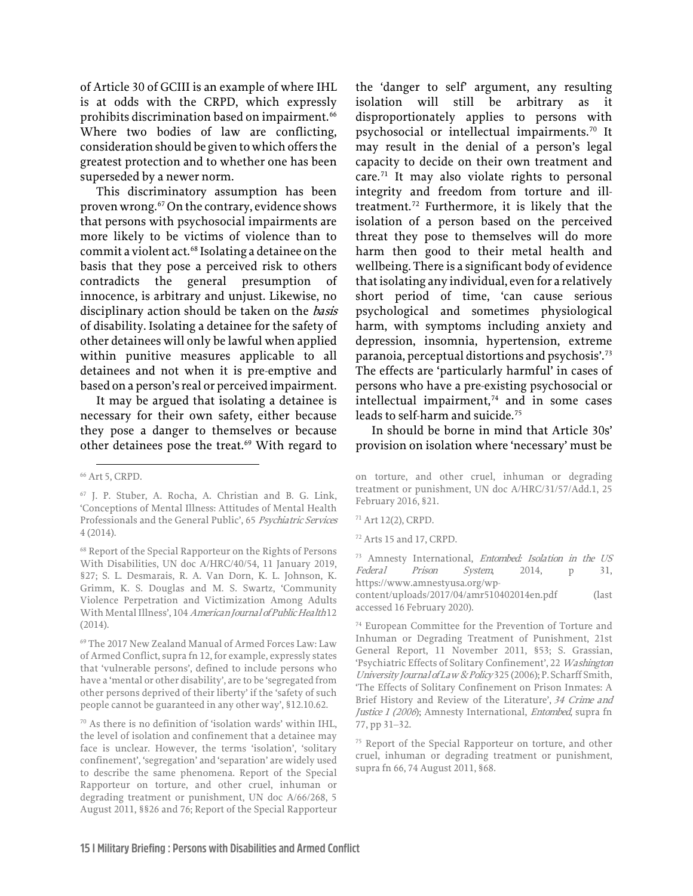of Article 30 of GCIII is an example of where IHL is at odds with the CRPD, which expressly prohibits discrimination based on impairment.[66] Where two bodies of law are conflicting, consideration should be given to which offers the greatest protection and to whether one has been superseded by a newer norm.

This discriminatory assumption has been proven wrong.[67] On the contrary, evidence shows that persons with psychosocial impairments are more likely to be victims of violence than to commit a violent act.[68] Isolating a detainee on the basis that they pose a perceived risk to others contradicts the general presumption of innocence, is arbitrary and unjust. Likewise, no disciplinary action should be taken on the *basis* of disability. Isolating a detainee for the safety of other detainees will only be lawful when applied within punitive measures applicable to all detainees and not when it is pre-emptive and based on a person's real or perceived impairment.

It may be argued that isolating a detainee is necessary for their own safety, either because they pose a danger to themselves or because other detainees pose the treat.[69] With regard to the 'danger to self' argument, any resulting isolation will still be arbitrary as it disproportionately applies to persons with psychosocial or intellectual impairments.[70] It may result in the denial of a person's legal capacity to decide on their own treatment and care.[71] It may also violate rights to personal integrity and freedom from torture and ill-treatment.[72] Furthermore, it is likely that the isolation of a person based on the perceived threat they pose to themselves will do more harm then good to their metal health and wellbeing. There is a significant body of evidence that isolating any individual, even for a relatively short period of time, 'can cause serious psychological and sometimes physiological harm, with symptoms including anxiety and depression, insomnia, hypertension, extreme paranoia, perceptual distortions and psychosis'.[73] The effects are 'particularly harmful' in cases of persons who have a pre-existing psychosocial or intellectual impairment,[74] and in some cases leads to self-harm and suicide.[75]

In should be borne in mind that Article 30s' provision on isolation where 'necessary' must be

---

[66] Art 5, CRPD.

[67] J. P. Stuber, A. Rocha, A. Christian and B. G. Link, 'Conceptions of Mental Illness: Attitudes of Mental Health Professionals and the General Public', 65 *Psychiatric Services* 4 (2014).

[68] Report of the Special Rapporteur on the Rights of Persons With Disabilities, UN doc A/HRC/40/54, 11 January 2019, §27; S. L. Desmarais, R. A. Van Dorn, K. L. Johnson, K. Grimm, K. S. Douglas and M. S. Swartz, 'Community Violence Perpetration and Victimization Among Adults With Mental Illness', 104 *American Journal of Public Health* 12 (2014).

[69] The 2017 New Zealand Manual of Armed Forces Law: Law of Armed Conflict, supra fn 12, for example, expressly states that 'vulnerable persons', defined to include persons who have a 'mental or other disability', are to be 'segregated from other persons deprived of their liberty' if the 'safety of such people cannot be guaranteed in any other way', §12.10.62.

[70] As there is no definition of 'isolation wards' within IHL, the level of isolation and confinement that a detainee may face is unclear. However, the terms 'isolation', 'solitary confinement', 'segregation' and 'separation' are widely used to describe the same phenomena. Report of the Special Rapporteur on torture, and other cruel, inhuman or degrading treatment or punishment, UN doc A/66/268, 5 August 2011, §§26 and 76; Report of the Special Rapporteur on torture, and other cruel, inhuman or degrading treatment or punishment, UN doc A/HRC/31/57/Add.1, 25 February 2016, §21.

[71] Art 12(2), CRPD.

[72] Arts 15 and 17, CRPD.

[73] Amnesty International, *Entombed: Isolation in the US Federal Prison System*, 2014, p 31, https://www.amnestyusa.org/wp-content/uploads/2017/04/amr510402014en.pdf (last accessed 16 February 2020).

[74] European Committee for the Prevention of Torture and Inhuman or Degrading Treatment of Punishment, 21st General Report, 11 November 2011, §53; S. Grassian, 'Psychiatric Effects of Solitary Confinement', 22 *Washington University Journal of Law & Policy* 325 (2006); P. Scharff Smith, 'The Effects of Solitary Confinement on Prison Inmates: A Brief History and Review of the Literature', *34 Crime and Justice 1 (2006)*; Amnesty International, *Entombed*, supra fn 77, pp 31–32.

[75] Report of the Special Rapporteur on torture, and other cruel, inhuman or degrading treatment or punishment, supra fn 66, 74 August 2011, §68.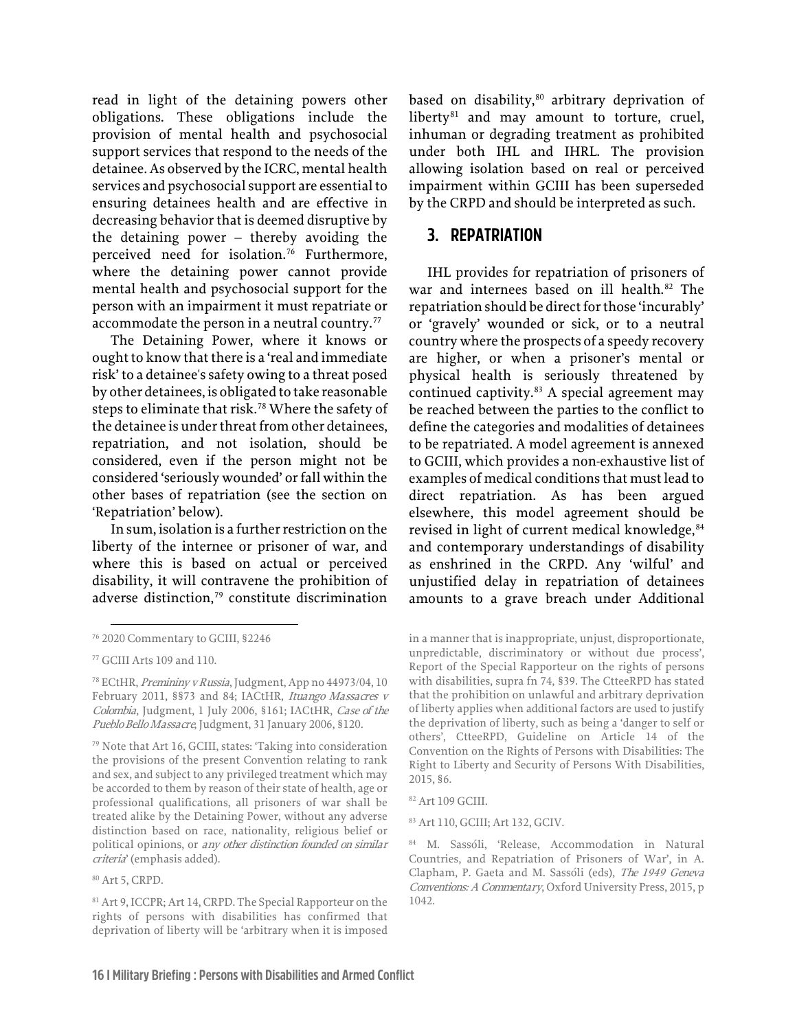read in light of the detaining powers other obligations. These obligations include the provision of mental health and psychosocial support services that respond to the needs of the detainee. As observed by the ICRC, mental health services and psychosocial support are essential to ensuring detainees health and are effective in decreasing behavior that is deemed disruptive by the detaining power – thereby avoiding the perceived need for isolation.[76] Furthermore, where the detaining power cannot provide mental health and psychosocial support for the person with an impairment it must repatriate or accommodate the person in a neutral country.[77]

The Detaining Power, where it knows or ought to know that there is a 'real and immediate risk' to a detainee's safety owing to a threat posed by other detainees, is obligated to take reasonable steps to eliminate that risk.[78] Where the safety of the detainee is under threat from other detainees, repatriation, and not isolation, should be considered, even if the person might not be considered 'seriously wounded' or fall within the other bases of repatriation (see the section on 'Repatriation' below).

In sum, isolation is a further restriction on the liberty of the internee or prisoner of war, and where this is based on actual or perceived disability, it will contravene the prohibition of adverse distinction,[79] constitute discrimination based on disability,[80] arbitrary deprivation of liberty[81] and may amount to torture, cruel, inhuman or degrading treatment as prohibited under both IHL and IHRL. The provision allowing isolation based on real or perceived impairment within GCIII has been superseded by the CRPD and should be interpreted as such.

## 3. REPATRIATION

IHL provides for repatriation of prisoners of war and internees based on ill health.[82] The repatriation should be direct for those 'incurably' or 'gravely' wounded or sick, or to a neutral country where the prospects of a speedy recovery are higher, or when a prisoner's mental or physical health is seriously threatened by continued captivity.[83] A special agreement may be reached between the parties to the conflict to define the categories and modalities of detainees to be repatriated. A model agreement is annexed to GCIII, which provides a non-exhaustive list of examples of medical conditions that must lead to direct repatriation. As has been argued elsewhere, this model agreement should be revised in light of current medical knowledge,[84] and contemporary understandings of disability as enshrined in the CRPD. Any 'wilful' and unjustified delay in repatriation of detainees amounts to a grave breach under Additional

---

[76] 2020 Commentary to GCIII, §2246

[77] GCIII Arts 109 and 110.

[78] ECtHR, *Premininy v Russia*, Judgment, App no 44973/04, 10 February 2011, §§73 and 84; IACtHR, *Ituango Massacres v Colombia*, Judgment, 1 July 2006, §161; IACtHR, *Case of the Pueblo Bello Massacre*, Judgment, 31 January 2006, §120.

[79] Note that Art 16, GCIII, states: 'Taking into consideration the provisions of the present Convention relating to rank and sex, and subject to any privileged treatment which may be accorded to them by reason of their state of health, age or professional qualifications, all prisoners of war shall be treated alike by the Detaining Power, without any adverse distinction based on race, nationality, religious belief or political opinions, or *any other distinction founded on similar criteria*' (emphasis added).

[80] Art 5, CRPD.

[81] Art 9, ICCPR; Art 14, CRPD. The Special Rapporteur on the rights of persons with disabilities has confirmed that deprivation of liberty will be 'arbitrary when it is imposed in a manner that is inappropriate, unjust, disproportionate, unpredictable, discriminatory or without due process', Report of the Special Rapporteur on the rights of persons with disabilities, supra fn 74, §39. The CtteeRPD has stated that the prohibition on unlawful and arbitrary deprivation of liberty applies when additional factors are used to justify the deprivation of liberty, such as being a 'danger to self or others', CtteeRPD, Guideline on Article 14 of the Convention on the Rights of Persons with Disabilities: The Right to Liberty and Security of Persons With Disabilities, 2015, §6.

[82] Art 109 GCIII.

[83] Art 110, GCIII; Art 132, GCIV.

[84] M. Sassóli, 'Release, Accommodation in Natural Countries, and Repatriation of Prisoners of War', in A. Clapham, P. Gaeta and M. Sassóli (eds), *The 1949 Geneva Conventions: A Commentary*, Oxford University Press, 2015, p 1042.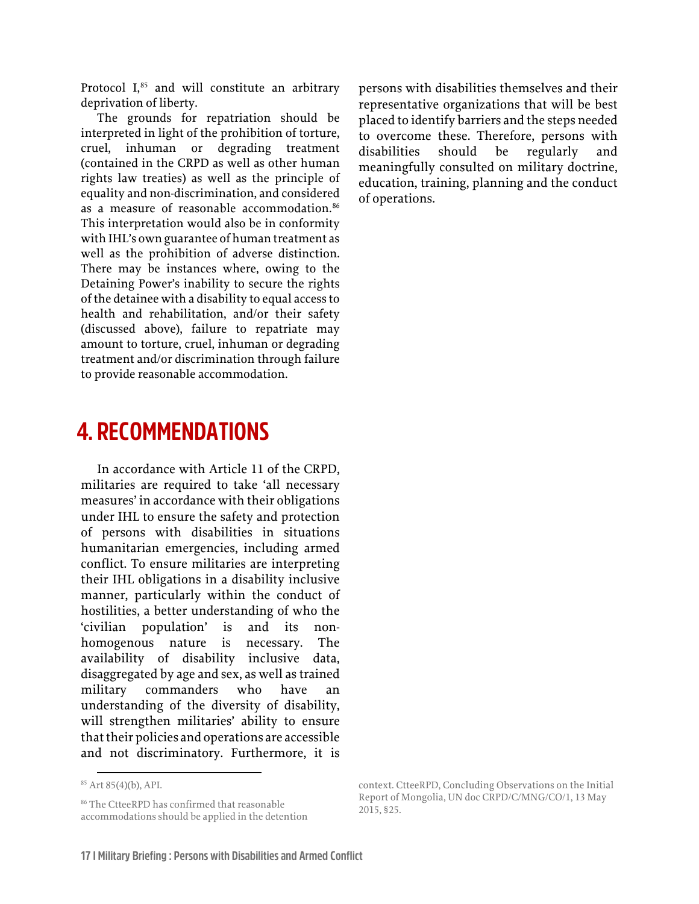Protocol I,[85] and will constitute an arbitrary deprivation of liberty.

The grounds for repatriation should be interpreted in light of the prohibition of torture, cruel, inhuman or degrading treatment (contained in the CRPD as well as other human rights law treaties) as well as the principle of equality and non-discrimination, and considered as a measure of reasonable accommodation.[86] This interpretation would also be in conformity with IHL's own guarantee of human treatment as well as the prohibition of adverse distinction. There may be instances where, owing to the Detaining Power's inability to secure the rights of the detainee with a disability to equal access to health and rehabilitation, and/or their safety (discussed above), failure to repatriate may amount to torture, cruel, inhuman or degrading treatment and/or discrimination through failure to provide reasonable accommodation.

## 4. RECOMMENDATIONS

In accordance with Article 11 of the CRPD, militaries are required to take 'all necessary measures' in accordance with their obligations under IHL to ensure the safety and protection of persons with disabilities in situations humanitarian emergencies, including armed conflict. To ensure militaries are interpreting their IHL obligations in a disability inclusive manner, particularly within the conduct of hostilities, a better understanding of who the 'civilian population' is and its non-homogenous nature is necessary. The availability of disability inclusive data, disaggregated by age and sex, as well as trained military commanders who have an understanding of the diversity of disability, will strengthen militaries' ability to ensure that their policies and operations are accessible and not discriminatory. Furthermore, it is persons with disabilities themselves and their representative organizations that will be best placed to identify barriers and the steps needed to overcome these. Therefore, persons with disabilities should be regularly and meaningfully consulted on military doctrine, education, training, planning and the conduct of operations.

---

[85] Art 85(4)(b), API.

[86] The CtteeRPD has confirmed that reasonable accommodations should be applied in the detention context. CtteeRPD, Concluding Observations on the Initial Report of Mongolia, UN doc CRPD/C/MNG/CO/1, 13 May 2015, §25.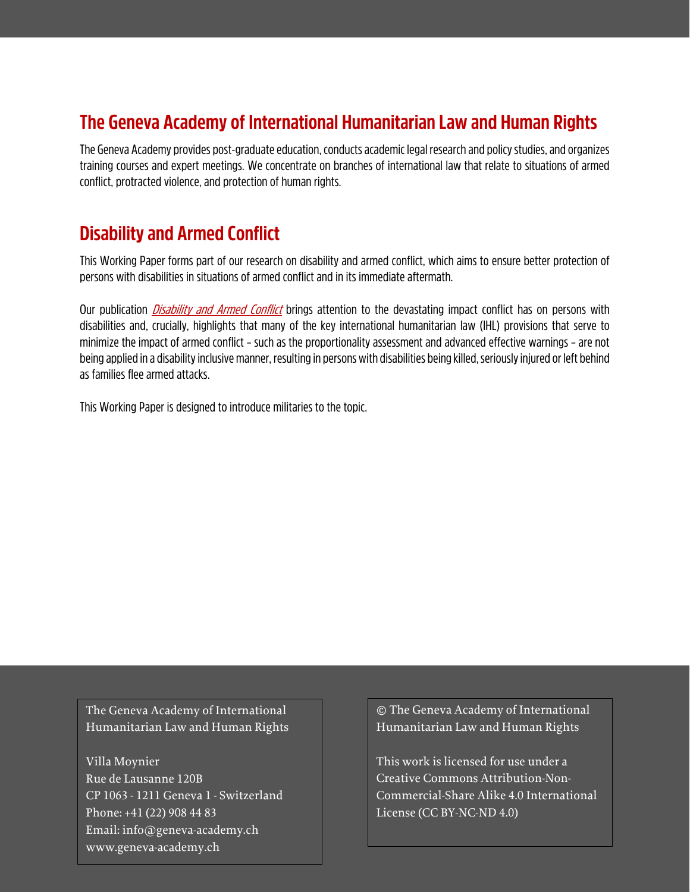## The Geneva Academy of International Humanitarian Law and Human Rights

The Geneva Academy provides post-graduate education, conducts academic legal research and policy studies, and organizes training courses and expert meetings. We concentrate on branches of international law that relate to situations of armed conflict, protracted violence, and protection of human rights.

## Disability and Armed Conflict

This Working Paper forms part of our research on disability and armed conflict, which aims to ensure better protection of persons with disabilities in situations of armed conflict and in its immediate aftermath.

Our publication *Disability and Armed Conflict* brings attention to the devastating impact conflict has on persons with disabilities and, crucially, highlights that many of the key international humanitarian law (IHL) provisions that serve to minimize the impact of armed conflict – such as the proportionality assessment and advanced effective warnings – are not being applied in a disability inclusive manner, resulting in persons with disabilities being killed, seriously injured or left behind as families flee armed attacks.

This Working Paper is designed to introduce militaries to the topic.

The Geneva Academy of International Humanitarian Law and Human Rights

Villa Moynier
Rue de Lausanne 120B
CP 1063 - 1211 Geneva 1 - Switzerland
Phone: +41 (22) 908 44 83
Email: info@geneva-academy.ch
www.geneva-academy.ch

© The Geneva Academy of International Humanitarian Law and Human Rights

This work is licensed for use under a Creative Commons Attribution-Non-Commercial-Share Alike 4.0 International License (CC BY-NC-ND 4.0)